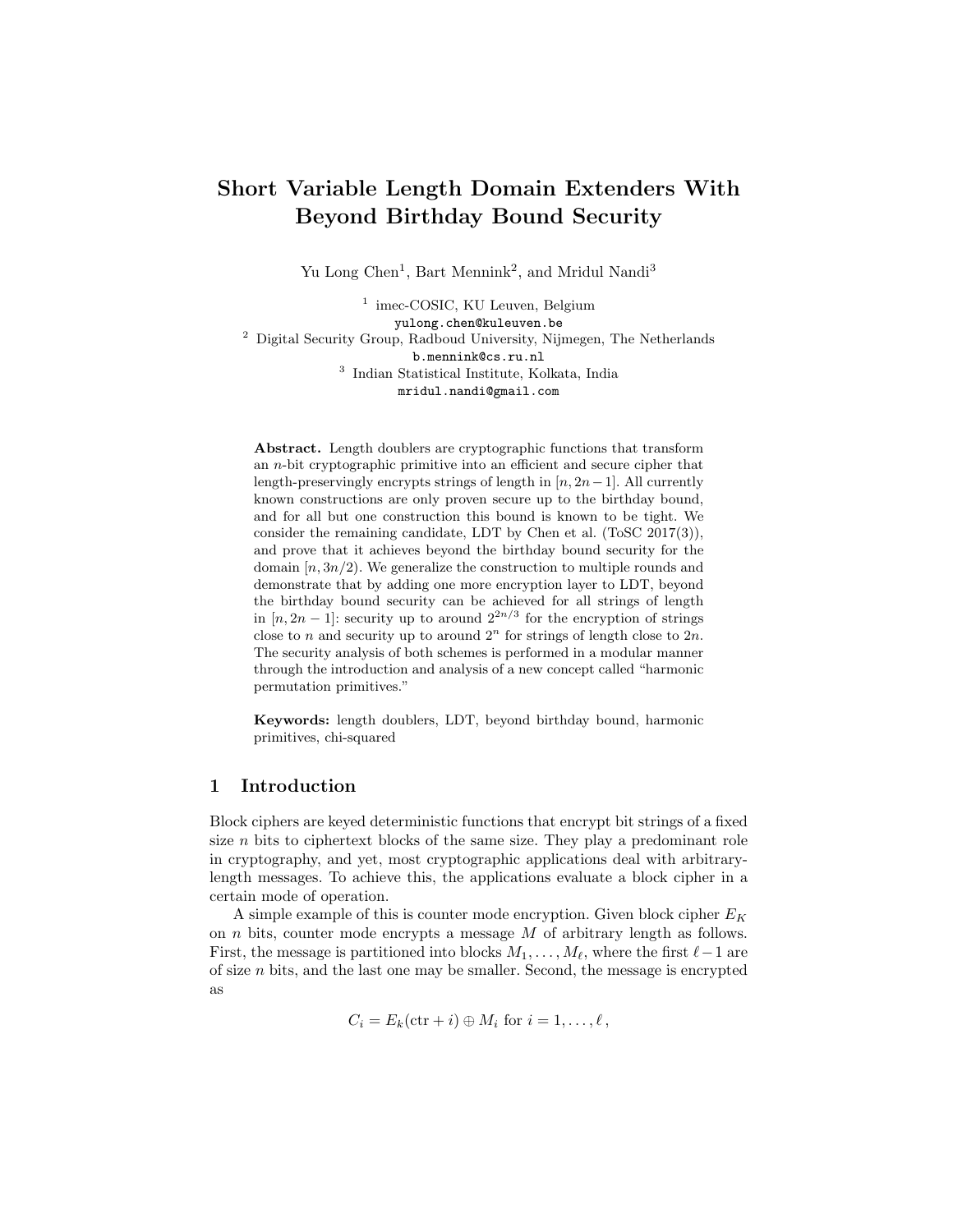# Short Variable Length Domain Extenders With Beyond Birthday Bound Security

Yu Long Chen[1], Bart Mennink[2], and Mridul Nandi[3]

[1] imec-COSIC, KU Leuven, Belgium
yulong.chen@kuleuven.be

[2] Digital Security Group, Radboud University, Nijmegen, The Netherlands
b.mennink@cs.ru.nl

[3] Indian Statistical Institute, Kolkata, India
mridul.nandi@gmail.com

**Abstract.** Length doublers are cryptographic functions that transform an $n$-bit cryptographic primitive into an efficient and secure cipher that length-preservingly encrypts strings of length in $[n, 2n-1]$. All currently known constructions are only proven secure up to the birthday bound, and for all but one construction this bound is known to be tight. We consider the remaining candidate, LDT by Chen et al. (ToSC 2017(3)), and prove that it achieves beyond the birthday bound security for the domain $[n, 3n/2)$. We generalize the construction to multiple rounds and demonstrate that by adding one more encryption layer to LDT, beyond the birthday bound security can be achieved for all strings of length in $[n, 2n-1]$: security up to around $2^{2n/3}$ for the encryption of strings close to $n$ and security up to around $2^n$ for strings of length close to $2n$. The security analysis of both schemes is performed in a modular manner through the introduction and analysis of a new concept called "harmonic permutation primitives."

**Keywords:** length doublers, LDT, beyond birthday bound, harmonic primitives, chi-squared

## 1 Introduction

Block ciphers are keyed deterministic functions that encrypt bit strings of a fixed size $n$ bits to ciphertext blocks of the same size. They play a predominant role in cryptography, and yet, most cryptographic applications deal with arbitrary-length messages. To achieve this, the applications evaluate a block cipher in a certain mode of operation.

A simple example of this is counter mode encryption. Given block cipher $E_K$ on $n$ bits, counter mode encrypts a message $M$ of arbitrary length as follows. First, the message is partitioned into blocks $M_1, \ldots, M_\ell$, where the first $\ell - 1$ are of size $n$ bits, and the last one may be smaller. Second, the message is encrypted as

$$C_i = E_k(\text{ctr} + i) \oplus M_i \text{ for } i = 1, \ldots, \ell,$$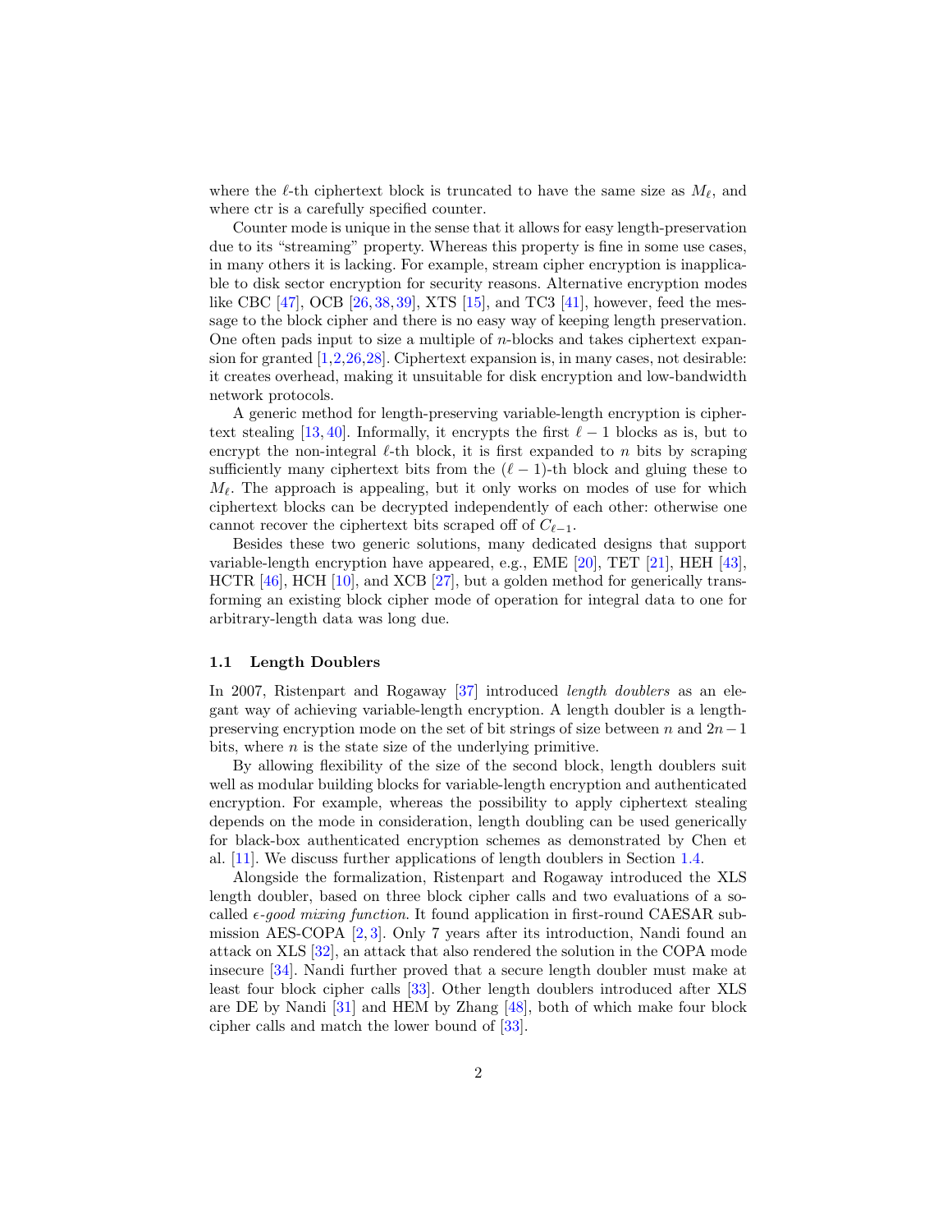where the $\ell$-th ciphertext block is truncated to have the same size as $M_\ell$, and where ctr is a carefully specified counter.

Counter mode is unique in the sense that it allows for easy length-preservation due to its "streaming" property. Whereas this property is fine in some use cases, in many others it is lacking. For example, stream cipher encryption is inapplicable to disk sector encryption for security reasons. Alternative encryption modes like CBC [47], OCB [26,38,39], XTS [15], and TC3 [41], however, feed the message to the block cipher and there is no easy way of keeping length preservation. One often pads input to size a multiple of $n$-blocks and takes ciphertext expansion for granted [1,2,26,28]. Ciphertext expansion is, in many cases, not desirable: it creates overhead, making it unsuitable for disk encryption and low-bandwidth network protocols.

A generic method for length-preserving variable-length encryption is ciphertext stealing [13,40]. Informally, it encrypts the first $\ell - 1$ blocks as is, but to encrypt the non-integral $\ell$-th block, it is first expanded to $n$ bits by scraping sufficiently many ciphertext bits from the $(\ell - 1)$-th block and gluing these to $M_\ell$. The approach is appealing, but it only works on modes of use for which ciphertext blocks can be decrypted independently of each other: otherwise one cannot recover the ciphertext bits scraped off of $C_{\ell-1}$.

Besides these two generic solutions, many dedicated designs that support variable-length encryption have appeared, e.g., EME [20], TET [21], HEH [43], HCTR [46], HCH [10], and XCB [27], but a golden method for generically transforming an existing block cipher mode of operation for integral data to one for arbitrary-length data was long due.

### 1.1 Length Doublers

In 2007, Ristenpart and Rogaway [37] introduced *length doublers* as an elegant way of achieving variable-length encryption. A length doubler is a length-preserving encryption mode on the set of bit strings of size between $n$ and $2n-1$ bits, where $n$ is the state size of the underlying primitive.

By allowing flexibility of the size of the second block, length doublers suit well as modular building blocks for variable-length encryption and authenticated encryption. For example, whereas the possibility to apply ciphertext stealing depends on the mode in consideration, length doubling can be used generically for black-box authenticated encryption schemes as demonstrated by Chen et al. [11]. We discuss further applications of length doublers in Section 1.4.

Alongside the formalization, Ristenpart and Rogaway introduced the XLS length doubler, based on three block cipher calls and two evaluations of a so-called $\epsilon$-*good mixing function*. It found application in first-round CAESAR submission AES-COPA [2,3]. Only 7 years after its introduction, Nandi found an attack on XLS [32], an attack that also rendered the solution in the COPA mode insecure [34]. Nandi further proved that a secure length doubler must make at least four block cipher calls [33]. Other length doublers introduced after XLS are DE by Nandi [31] and HEM by Zhang [48], both of which make four block cipher calls and match the lower bound of [33].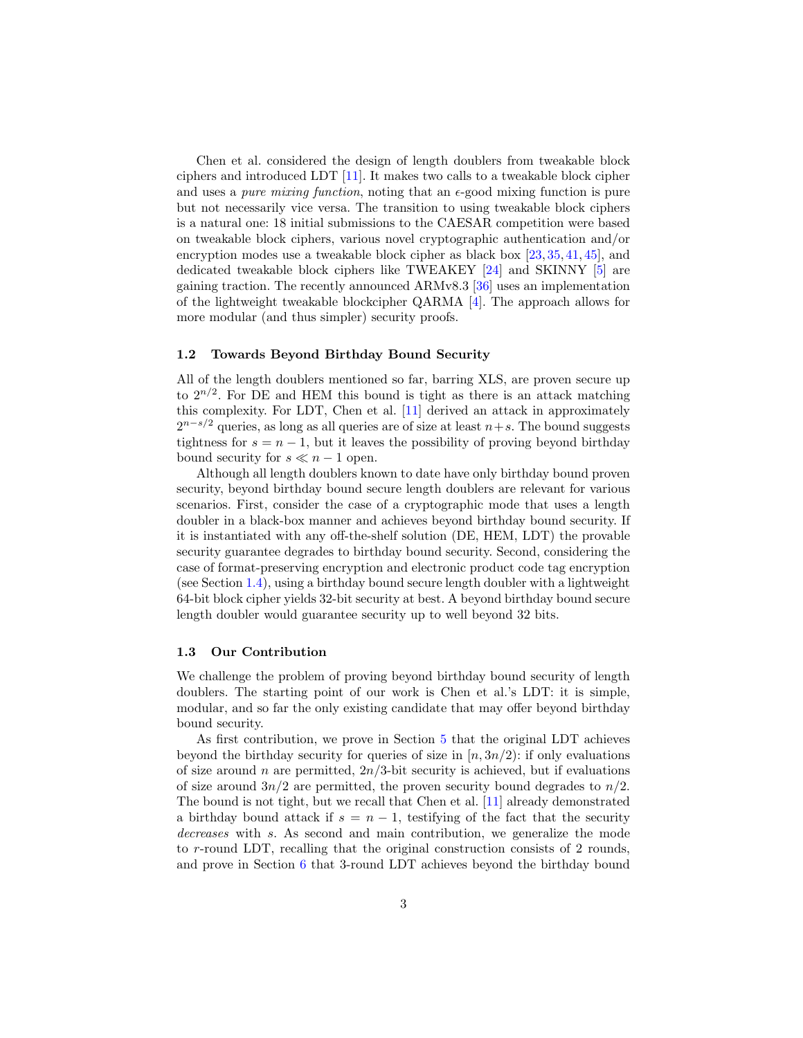Chen et al. considered the design of length doublers from tweakable block ciphers and introduced LDT [11]. It makes two calls to a tweakable block cipher and uses a *pure mixing function*, noting that an $\epsilon$-good mixing function is pure but not necessarily vice versa. The transition to using tweakable block ciphers is a natural one: 18 initial submissions to the CAESAR competition were based on tweakable block ciphers, various novel cryptographic authentication and/or encryption modes use a tweakable block cipher as black box [23,35,41,45], and dedicated tweakable block ciphers like TWEAKEY [24] and SKINNY [5] are gaining traction. The recently announced ARMv8.3 [36] uses an implementation of the lightweight tweakable blockcipher QARMA [4]. The approach allows for more modular (and thus simpler) security proofs.

### 1.2 Towards Beyond Birthday Bound Security

All of the length doublers mentioned so far, barring XLS, are proven secure up to $2^{n/2}$. For DE and HEM this bound is tight as there is an attack matching this complexity. For LDT, Chen et al. [11] derived an attack in approximately $2^{n-s/2}$ queries, as long as all queries are of size at least $n+s$. The bound suggests tightness for $s = n-1$, but it leaves the possibility of proving beyond birthday bound security for $s \ll n-1$ open.

Although all length doublers known to date have only birthday bound proven security, beyond birthday bound secure length doublers are relevant for various scenarios. First, consider the case of a cryptographic mode that uses a length doubler in a black-box manner and achieves beyond birthday bound security. If it is instantiated with any off-the-shelf solution (DE, HEM, LDT) the provable security guarantee degrades to birthday bound security. Second, considering the case of format-preserving encryption and electronic product code tag encryption (see Section 1.4), using a birthday bound secure length doubler with a lightweight 64-bit block cipher yields 32-bit security at best. A beyond birthday bound secure length doubler would guarantee security up to well beyond 32 bits.

### 1.3 Our Contribution

We challenge the problem of proving beyond birthday bound security of length doublers. The starting point of our work is Chen et al.'s LDT: it is simple, modular, and so far the only existing candidate that may offer beyond birthday bound security.

As first contribution, we prove in Section 5 that the original LDT achieves beyond the birthday security for queries of size in $[n, 3n/2)$: if only evaluations of size around $n$ are permitted, $2n/3$-bit security is achieved, but if evaluations of size around $3n/2$ are permitted, the proven security bound degrades to $n/2$. The bound is not tight, but we recall that Chen et al. [11] already demonstrated a birthday bound attack if $s = n-1$, testifying of the fact that the security *decreases* with $s$. As second and main contribution, we generalize the mode to $r$-round LDT, recalling that the original construction consists of 2 rounds, and prove in Section 6 that 3-round LDT achieves beyond the birthday bound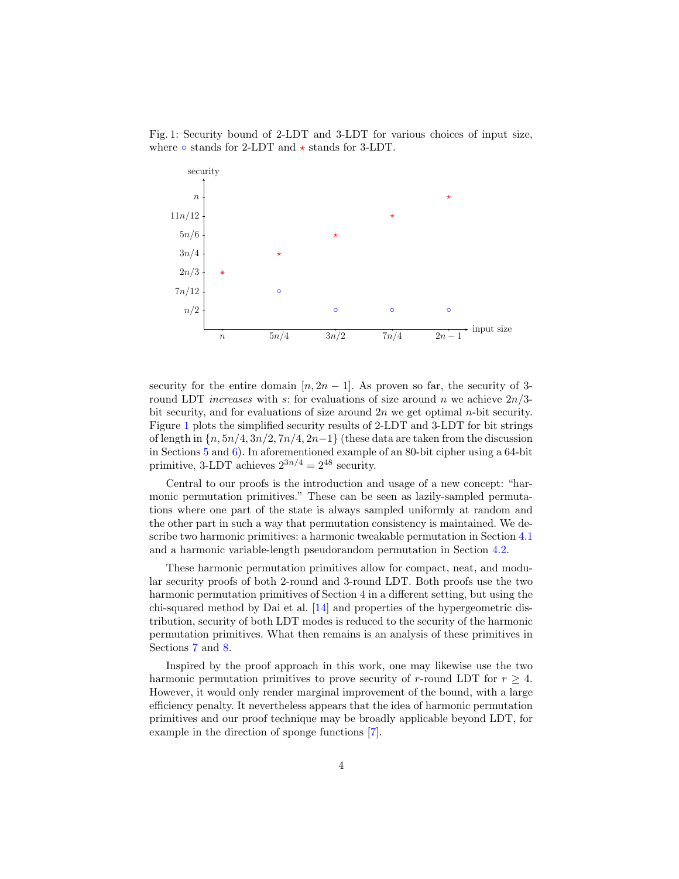Fig. 1: Security bound of 2-LDT and 3-LDT for various choices of input size, where ○ stands for 2-LDT and ⋆ stands for 3-LDT.

security for the entire domain $[n, 2n-1]$. As proven so far, the security of 3-round LDT *increases* with $s$: for evaluations of size around $n$ we achieve $2n/3$-bit security, and for evaluations of size around $2n$ we get optimal $n$-bit security. Figure 1 plots the simplified security results of 2-LDT and 3-LDT for bit strings of length in $\{n, 5n/4, 3n/2, 7n/4, 2n-1\}$ (these data are taken from the discussion in Sections 5 and 6). In aforementioned example of an 80-bit cipher using a 64-bit primitive, 3-LDT achieves $2^{3n/4} = 2^{48}$ security.

Central to our proofs is the introduction and usage of a new concept: "harmonic permutation primitives." These can be seen as lazily-sampled permutations where one part of the state is always sampled uniformly at random and the other part in such a way that permutation consistency is maintained. We describe two harmonic primitives: a harmonic tweakable permutation in Section 4.1 and a harmonic variable-length pseudorandom permutation in Section 4.2.

These harmonic permutation primitives allow for compact, neat, and modular security proofs of both 2-round and 3-round LDT. Both proofs use the two harmonic permutation primitives of Section 4 in a different setting, but using the chi-squared method by Dai et al. [14] and properties of the hypergeometric distribution, security of both LDT modes is reduced to the security of the harmonic permutation primitives. What then remains is an analysis of these primitives in Sections 7 and 8.

Inspired by the proof approach in this work, one may likewise use the two harmonic permutation primitives to prove security of $r$-round LDT for $r \geq 4$. However, it would only render marginal improvement of the bound, with a large efficiency penalty. It nevertheless appears that the idea of harmonic permutation primitives and our proof technique may be broadly applicable beyond LDT, for example in the direction of sponge functions [7].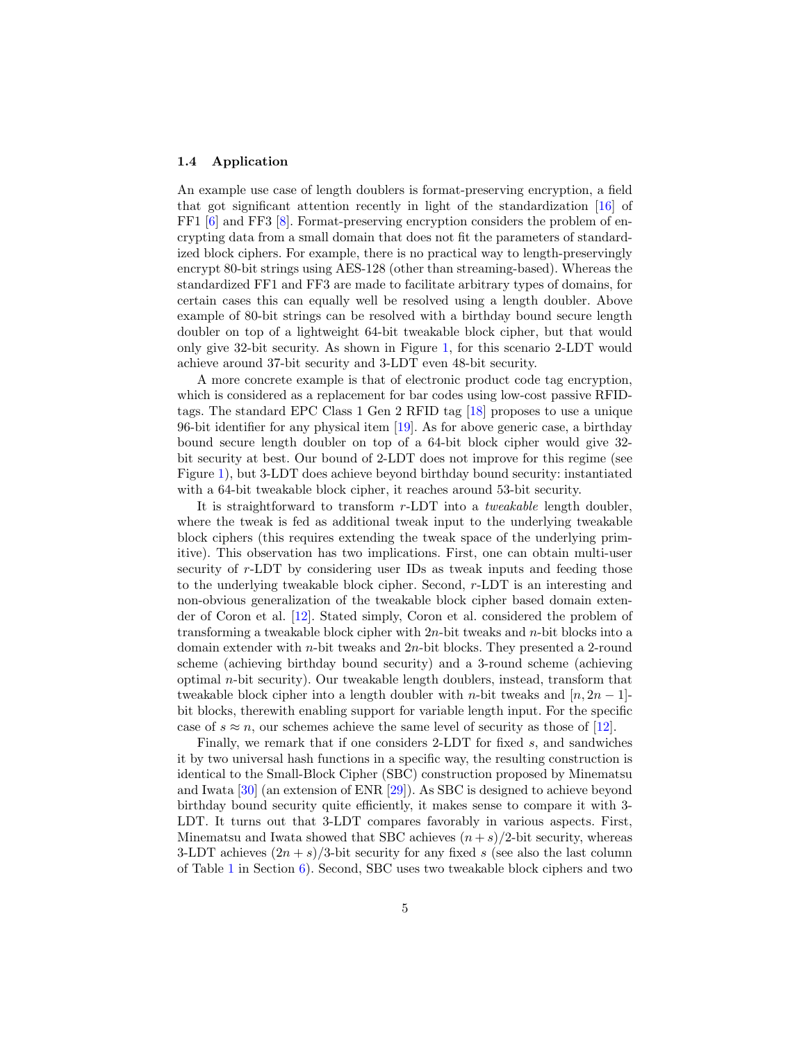### 1.4 Application

An example use case of length doublers is format-preserving encryption, a field that got significant attention recently in light of the standardization [16] of FF1 [6] and FF3 [8]. Format-preserving encryption considers the problem of encrypting data from a small domain that does not fit the parameters of standardized block ciphers. For example, there is no practical way to length-preservingly encrypt 80-bit strings using AES-128 (other than streaming-based). Whereas the standardized FF1 and FF3 are made to facilitate arbitrary types of domains, for certain cases this can equally well be resolved using a length doubler. Above example of 80-bit strings can be resolved with a birthday bound secure length doubler on top of a lightweight 64-bit tweakable block cipher, but that would only give 32-bit security. As shown in Figure 1, for this scenario 2-LDT would achieve around 37-bit security and 3-LDT even 48-bit security.

A more concrete example is that of electronic product code tag encryption, which is considered as a replacement for bar codes using low-cost passive RFID-tags. The standard EPC Class 1 Gen 2 RFID tag [18] proposes to use a unique 96-bit identifier for any physical item [19]. As for above generic case, a birthday bound secure length doubler on top of a 64-bit block cipher would give 32-bit security at best. Our bound of 2-LDT does not improve for this regime (see Figure 1), but 3-LDT does achieve beyond birthday bound security: instantiated with a 64-bit tweakable block cipher, it reaches around 53-bit security.

It is straightforward to transform $r$-LDT into a *tweakable* length doubler, where the tweak is fed as additional tweak input to the underlying tweakable block ciphers (this requires extending the tweak space of the underlying primitive). This observation has two implications. First, one can obtain multi-user security of $r$-LDT by considering user IDs as tweak inputs and feeding those to the underlying tweakable block cipher. Second, $r$-LDT is an interesting and non-obvious generalization of the tweakable block cipher based domain extender of Coron et al. [12]. Stated simply, Coron et al. considered the problem of transforming a tweakable block cipher with $2n$-bit tweaks and $n$-bit blocks into a domain extender with $n$-bit tweaks and $2n$-bit blocks. They presented a 2-round scheme (achieving birthday bound security) and a 3-round scheme (achieving optimal $n$-bit security). Our tweakable length doublers, instead, transform that tweakable block cipher into a length doubler with $n$-bit tweaks and $[n, 2n-1]$-bit blocks, therewith enabling support for variable length input. For the specific case of $s \approx n$, our schemes achieve the same level of security as those of [12].

Finally, we remark that if one considers 2-LDT for fixed $s$, and sandwiches it by two universal hash functions in a specific way, the resulting construction is identical to the Small-Block Cipher (SBC) construction proposed by Minematsu and Iwata [30] (an extension of ENR [29]). As SBC is designed to achieve beyond birthday bound security quite efficiently, it makes sense to compare it with 3-LDT. It turns out that 3-LDT compares favorably in various aspects. First, Minematsu and Iwata showed that SBC achieves $(n+s)/2$-bit security, whereas 3-LDT achieves $(2n+s)/3$-bit security for any fixed $s$ (see also the last column of Table 1 in Section 6). Second, SBC uses two tweakable block ciphers and two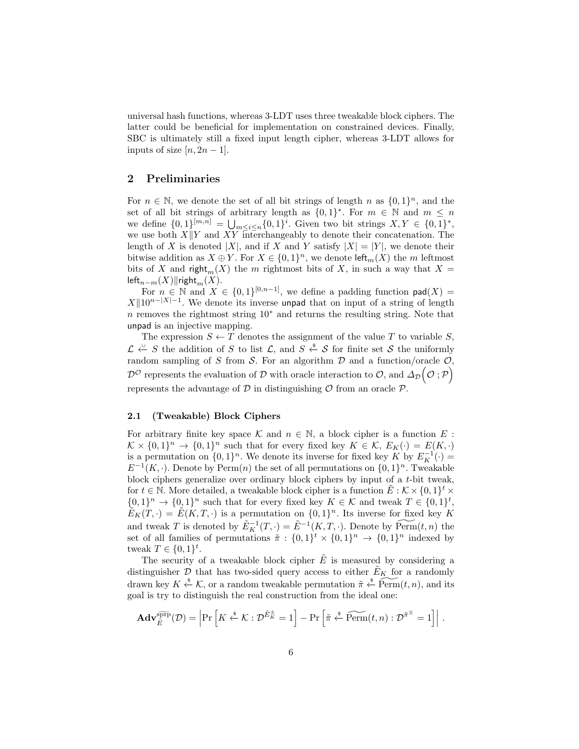universal hash functions, whereas 3-LDT uses three tweakable block ciphers. The latter could be beneficial for implementation on constrained devices. Finally, SBC is ultimately still a fixed input length cipher, whereas 3-LDT allows for inputs of size $[n, 2n-1]$.

## 2 Preliminaries

For $n \in \mathbb{N}$, we denote the set of all bit strings of length $n$ as $\{0,1\}^n$, and the set of all bit strings of arbitrary length as $\{0,1\}^*$. For $m \in \mathbb{N}$ and $m \leq n$ we define $\{0,1\}^{[m,n]} = \bigcup_{m \leq i \leq n} \{0,1\}^i$. Given two bit strings $X, Y \in \{0,1\}^*$, we use both $X \| Y$ and $XY$ interchangeably to denote their concatenation. The length of $X$ is denoted $|X|$, and if $X$ and $Y$ satisfy $|X| = |Y|$, we denote their bitwise addition as $X \oplus Y$. For $X \in \{0,1\}^n$, we denote $\mathsf{left}_m(X)$ the $m$ leftmost bits of $X$ and $\mathsf{right}_m(X)$ the $m$ rightmost bits of $X$, in such a way that $X = \mathsf{left}_{n-m}(X) \| \mathsf{right}_m(X)$.

For $n \in \mathbb{N}$ and $X \in \{0,1\}^{[0,n-1]}$, we define a padding function $\mathsf{pad}(X) = X \| 10^{n-|X|-1}$. We denote its inverse $\mathsf{unpad}$ that on input of a string of length $n$ removes the rightmost string $10^*$ and returns the resulting string. Note that $\mathsf{unpad}$ is an injective mapping.

The expression $S \leftarrow T$ denotes the assignment of the value $T$ to variable $S$, $\mathcal{L} \xleftarrow{\cup} S$ the addition of $S$ to list $\mathcal{L}$, and $S \xleftarrow{\$} \mathcal{S}$ for finite set $\mathcal{S}$ the uniformly random sampling of $S$ from $\mathcal{S}$. For an algorithm $\mathcal{D}$ and a function/oracle $\mathcal{O}$, $\mathcal{D}^{\mathcal{O}}$ represents the evaluation of $\mathcal{D}$ with oracle interaction to $\mathcal{O}$, and $\Delta_{\mathcal{D}}\Big(\mathcal{O}\,;\mathcal{P}\Big)$ represents the advantage of $\mathcal{D}$ in distinguishing $\mathcal{O}$ from an oracle $\mathcal{P}$.

### 2.1 (Tweakable) Block Ciphers

For arbitrary finite key space $\mathcal{K}$ and $n \in \mathbb{N}$, a block cipher is a function $E : \mathcal{K} \times \{0,1\}^n \to \{0,1\}^n$ such that for every fixed key $K \in \mathcal{K}$, $E_K(\cdot) = E(K, \cdot)$ is a permutation on $\{0,1\}^n$. We denote its inverse for fixed key $K$ by $E_K^{-1}(\cdot) = E^{-1}(K, \cdot)$. Denote by $\mathrm{Perm}(n)$ the set of all permutations on $\{0,1\}^n$. Tweakable block ciphers generalize over ordinary block ciphers by input of a $t$-bit tweak, for $t \in \mathbb{N}$. More detailed, a tweakable block cipher is a function $\tilde{E} : \mathcal{K} \times \{0,1\}^t \times \{0,1\}^n \to \{0,1\}^n$ such that for every fixed key $K \in \mathcal{K}$ and tweak $T \in \{0,1\}^t$, $\tilde{E}_K(T, \cdot) = \tilde{E}(K, T, \cdot)$ is a permutation on $\{0,1\}^n$. Its inverse for fixed key $K$ and tweak $T$ is denoted by $\tilde{E}_K^{-1}(T, \cdot) = \tilde{E}^{-1}(K, T, \cdot)$. Denote by $\widetilde{\mathrm{Perm}}(t, n)$ the set of all families of permutations $\tilde{\pi} : \{0,1\}^t \times \{0,1\}^n \to \{0,1\}^n$ indexed by tweak $T \in \{0,1\}^t$.

The security of a tweakable block cipher $\tilde{E}$ is measured by considering a distinguisher $\mathcal{D}$ that has two-sided query access to either $\tilde{E}_K$ for a randomly drawn key $K \xleftarrow{\$} \mathcal{K}$, or a random tweakable permutation $\tilde{\pi} \xleftarrow{\$} \widetilde{\mathrm{Perm}}(t, n)$, and its goal is try to distinguish the real construction from the ideal one:

$$\mathbf{Adv}_{\tilde{E}}^{\widetilde{\mathrm{sprp}}}(\mathcal{D}) = \left| \Pr\left[K \xleftarrow{\$} \mathcal{K} : \mathcal{D}^{\tilde{E}_K^{\pm}} = 1\right] - \Pr\left[\tilde{\pi} \xleftarrow{\$} \widetilde{\mathrm{Perm}}(t, n) : \mathcal{D}^{\tilde{\pi}^{\pm}} = 1\right] \right| \,.$$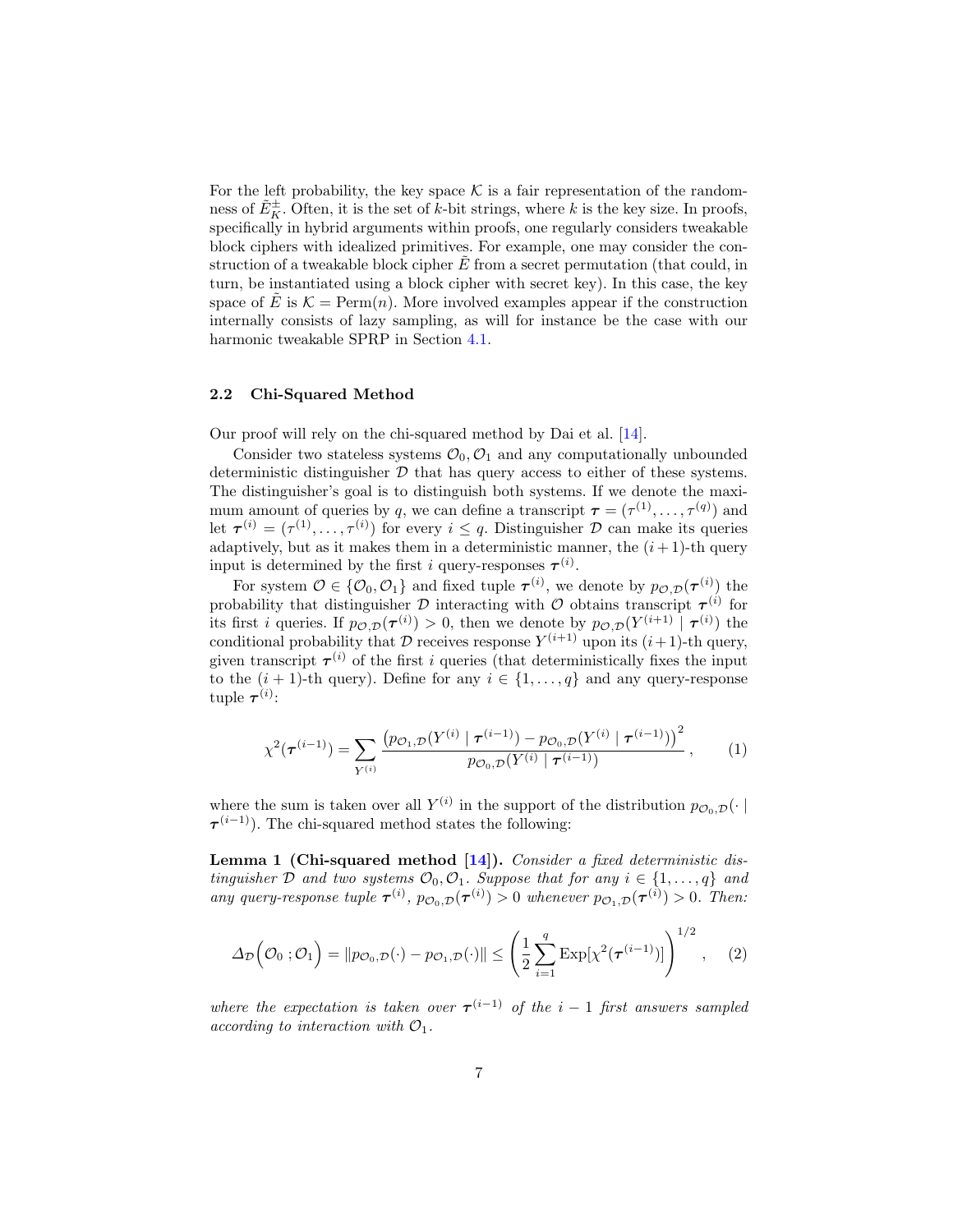For the left probability, the key space $\mathcal{K}$ is a fair representation of the randomness of $\tilde{E}^{\pm}_K$. Often, it is the set of $k$-bit strings, where $k$ is the key size. In proofs, specifically in hybrid arguments within proofs, one regularly considers tweakable block ciphers with idealized primitives. For example, one may consider the construction of a tweakable block cipher $\tilde{E}$ from a secret permutation (that could, in turn, be instantiated using a block cipher with secret key). In this case, the key space of $\tilde{E}$ is $\mathcal{K} = \mathrm{Perm}(n)$. More involved examples appear if the construction internally consists of lazy sampling, as will for instance be the case with our harmonic tweakable SPRP in Section 4.1.

### 2.2 Chi-Squared Method

Our proof will rely on the chi-squared method by Dai et al. [14].

Consider two stateless systems $\mathcal{O}_0, \mathcal{O}_1$ and any computationally unbounded deterministic distinguisher $\mathcal{D}$ that has query access to either of these systems. The distinguisher's goal is to distinguish both systems. If we denote the maximum amount of queries by $q$, we can define a transcript $\boldsymbol{\tau} = (\tau^{(1)}, \ldots, \tau^{(q)})$ and let $\boldsymbol{\tau}^{(i)} = (\tau^{(1)}, \ldots, \tau^{(i)})$ for every $i \leq q$. Distinguisher $\mathcal{D}$ can make its queries adaptively, but as it makes them in a deterministic manner, the $(i+1)$-th query input is determined by the first $i$ query-responses $\boldsymbol{\tau}^{(i)}$.

For system $\mathcal{O} \in \{\mathcal{O}_0, \mathcal{O}_1\}$ and fixed tuple $\boldsymbol{\tau}^{(i)}$, we denote by $p_{\mathcal{O},\mathcal{D}}(\boldsymbol{\tau}^{(i)})$ the probability that distinguisher $\mathcal{D}$ interacting with $\mathcal{O}$ obtains transcript $\boldsymbol{\tau}^{(i)}$ for its first $i$ queries. If $p_{\mathcal{O},\mathcal{D}}(\boldsymbol{\tau}^{(i)}) > 0$, then we denote by $p_{\mathcal{O},\mathcal{D}}(Y^{(i+1)} \mid \boldsymbol{\tau}^{(i)})$ the conditional probability that $\mathcal{D}$ receives response $Y^{(i+1)}$ upon its $(i+1)$-th query, given transcript $\boldsymbol{\tau}^{(i)}$ of the first $i$ queries (that deterministically fixes the input to the $(i+1)$-th query). Define for any $i \in \{1, \ldots, q\}$ and any query-response tuple $\boldsymbol{\tau}^{(i)}$:

$$\chi^2(\boldsymbol{\tau}^{(i-1)}) = \sum_{Y^{(i)}} \frac{\left(p_{\mathcal{O}_1,\mathcal{D}}(Y^{(i)} \mid \boldsymbol{\tau}^{(i-1)}) - p_{\mathcal{O}_0,\mathcal{D}}(Y^{(i)} \mid \boldsymbol{\tau}^{(i-1)})\right)^2}{p_{\mathcal{O}_0,\mathcal{D}}(Y^{(i)} \mid \boldsymbol{\tau}^{(i-1)})}\,, \tag{1}$$

where the sum is taken over all $Y^{(i)}$ in the support of the distribution $p_{\mathcal{O}_0,\mathcal{D}}(\cdot \mid \boldsymbol{\tau}^{(i-1)})$. The chi-squared method states the following:

**Lemma 1 (Chi-squared method [14]).** *Consider a fixed deterministic distinguisher $\mathcal{D}$ and two systems $\mathcal{O}_0, \mathcal{O}_1$. Suppose that for any $i \in \{1, \ldots, q\}$ and any query-response tuple $\boldsymbol{\tau}^{(i)}$, $p_{\mathcal{O}_0,\mathcal{D}}(\boldsymbol{\tau}^{(i)}) > 0$ whenever $p_{\mathcal{O}_1,\mathcal{D}}(\boldsymbol{\tau}^{(i)}) > 0$. Then:*

$$\Delta_{\mathcal{D}}\Big(\mathcal{O}_0\,;\mathcal{O}_1\Big) = \|p_{\mathcal{O}_0,\mathcal{D}}(\cdot) - p_{\mathcal{O}_1,\mathcal{D}}(\cdot)\| \leq \left(\frac{1}{2}\sum_{i=1}^{q} \mathrm{Exp}[\chi^2(\boldsymbol{\tau}^{(i-1)})]\right)^{1/2}\,, \tag{2}$$

*where the expectation is taken over $\boldsymbol{\tau}^{(i-1)}$ of the $i-1$ first answers sampled according to interaction with $\mathcal{O}_1$.*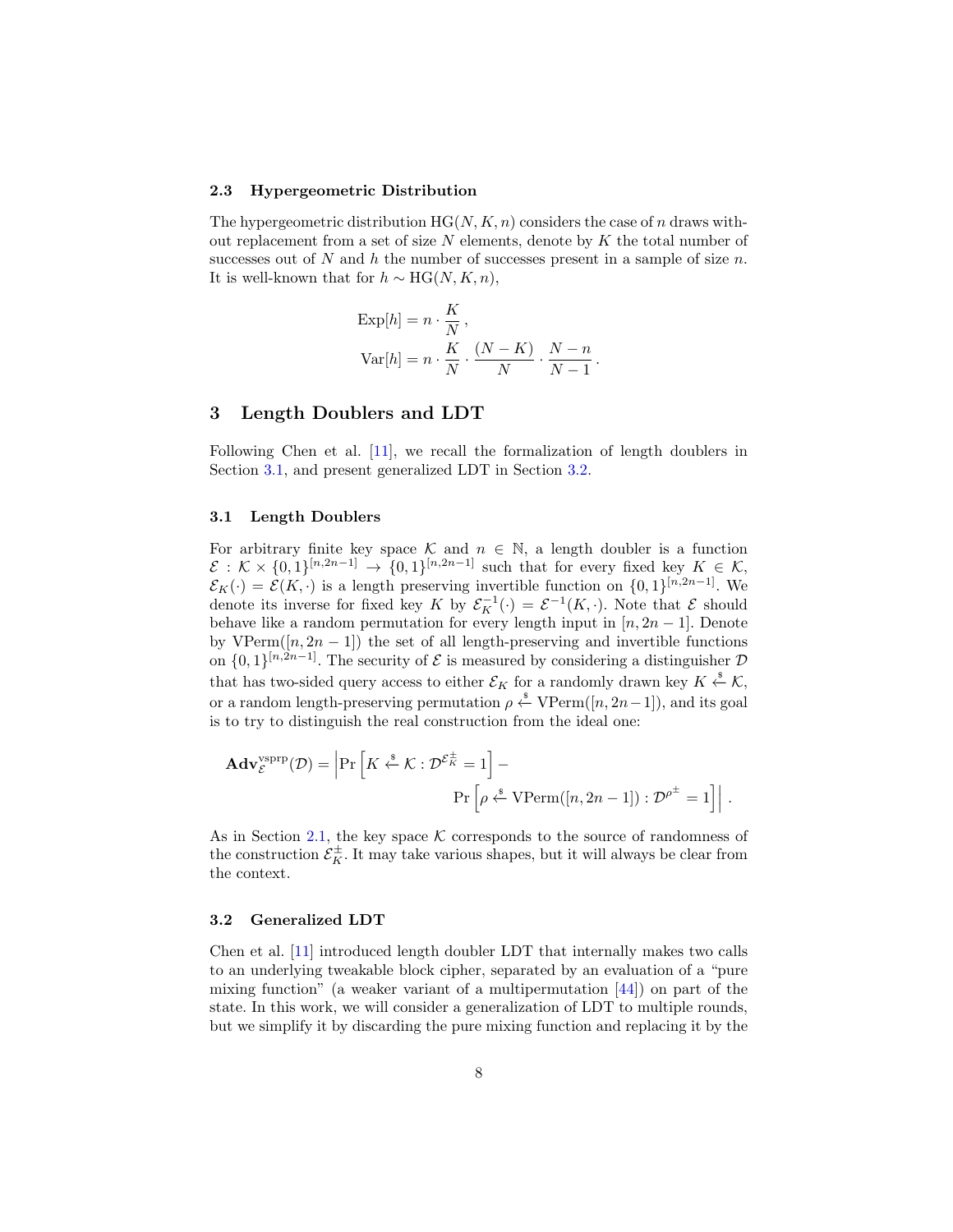### 2.3 Hypergeometric Distribution

The hypergeometric distribution $\mathrm{HG}(N, K, n)$ considers the case of $n$ draws without replacement from a set of size $N$ elements, denote by $K$ the total number of successes out of $N$ and $h$ the number of successes present in a sample of size $n$. It is well-known that for $h \sim \mathrm{HG}(N, K, n)$,

$$\mathrm{Exp}[h] = n \cdot \frac{K}{N} \,,$$

$$\mathrm{Var}[h] = n \cdot \frac{K}{N} \cdot \frac{(N-K)}{N} \cdot \frac{N-n}{N-1} \,.$$

## 3 Length Doublers and LDT

Following Chen et al. [11], we recall the formalization of length doublers in Section 3.1, and present generalized LDT in Section 3.2.

### 3.1 Length Doublers

For arbitrary finite key space $\mathcal{K}$ and $n \in \mathbb{N}$, a length doubler is a function $\mathcal{E} : \mathcal{K} \times \{0,1\}^{[n,2n-1]} \to \{0,1\}^{[n,2n-1]}$ such that for every fixed key $K \in \mathcal{K}$, $\mathcal{E}_K(\cdot) = \mathcal{E}(K, \cdot)$ is a length preserving invertible function on $\{0,1\}^{[n,2n-1]}$. We denote its inverse for fixed key $K$ by $\mathcal{E}_K^{-1}(\cdot) = \mathcal{E}^{-1}(K, \cdot)$. Note that $\mathcal{E}$ should behave like a random permutation for every length input in $[n, 2n-1]$. Denote by $\mathrm{VPerm}([n, 2n-1])$ the set of all length-preserving and invertible functions on $\{0,1\}^{[n,2n-1]}$. The security of $\mathcal{E}$ is measured by considering a distinguisher $\mathcal{D}$ that has two-sided query access to either $\mathcal{E}_K$ for a randomly drawn key $K \xleftarrow{\$} \mathcal{K}$, or a random length-preserving permutation $\rho \xleftarrow{\$} \mathrm{VPerm}([n, 2n-1])$, and its goal is to try to distinguish the real construction from the ideal one:

$$\mathbf{Adv}_{\mathcal{E}}^{\mathrm{vsprp}}(\mathcal{D}) = \left| \Pr\left[ K \xleftarrow{\$} \mathcal{K} : \mathcal{D}^{\mathcal{E}_K^{\pm}} = 1 \right] - \Pr\left[ \rho \xleftarrow{\$} \mathrm{VPerm}([n, 2n-1]) : \mathcal{D}^{\rho^{\pm}} = 1 \right] \right| \,.$$

As in Section 2.1, the key space $\mathcal{K}$ corresponds to the source of randomness of the construction $\mathcal{E}_K^{\pm}$. It may take various shapes, but it will always be clear from the context.

### 3.2 Generalized LDT

Chen et al. [11] introduced length doubler LDT that internally makes two calls to an underlying tweakable block cipher, separated by an evaluation of a "pure mixing function" (a weaker variant of a multipermutation [44]) on part of the state. In this work, we will consider a generalization of LDT to multiple rounds, but we simplify it by discarding the pure mixing function and replacing it by the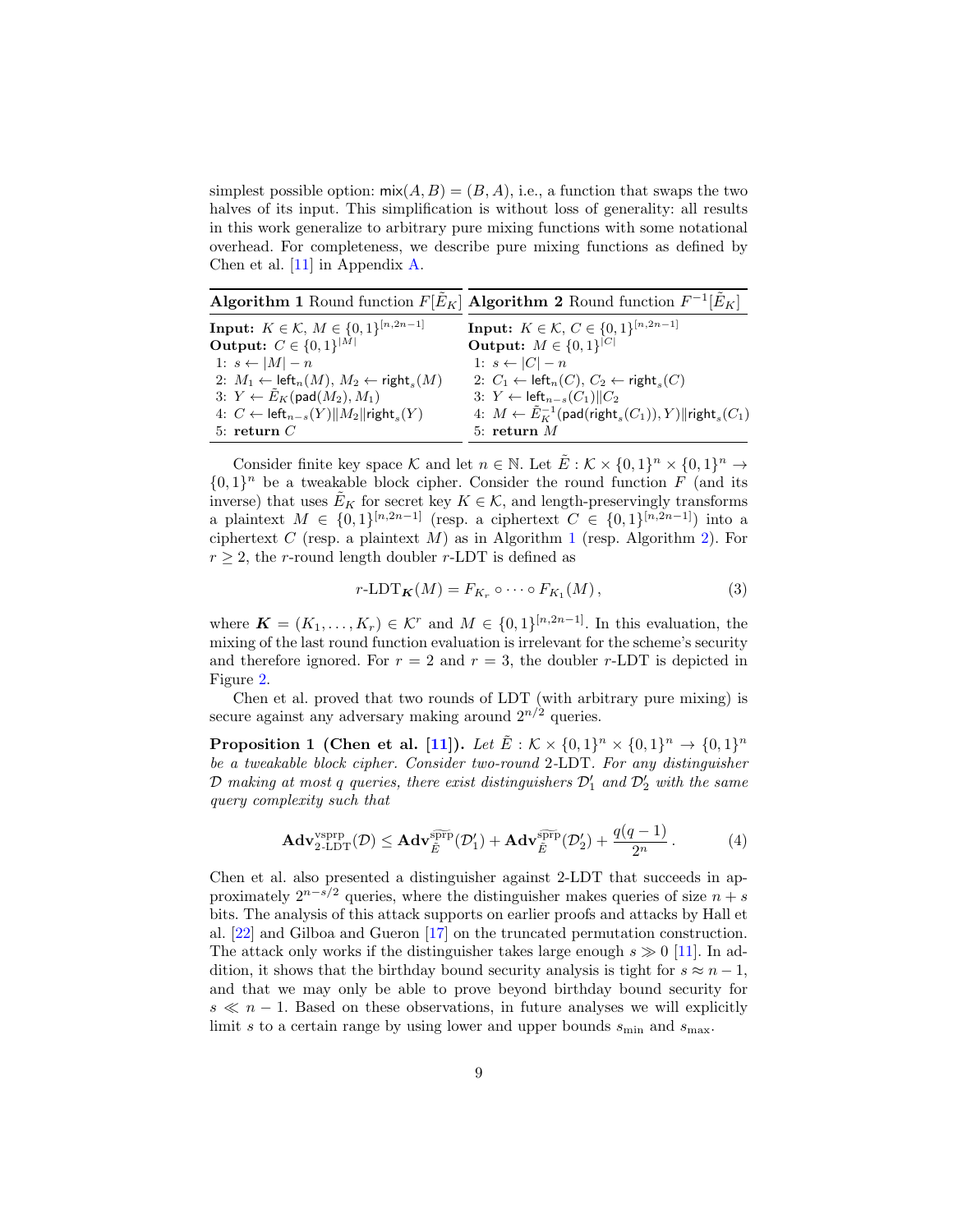simplest possible option: $\mathsf{mix}(A, B) = (B, A)$, i.e., a function that swaps the two halves of its input. This simplification is without loss of generality: all results in this work generalize to arbitrary pure mixing functions with some notational overhead. For completeness, we describe pure mixing functions as defined by Chen et al. [11] in Appendix A.

**Algorithm 1** Round function $F[\tilde{E}_K]$

**Input:** $K \in \mathcal{K}$, $M \in \{0,1\}^{[n,2n-1]}$
**Output:** $C \in \{0,1\}^{|M|}$

1: $s \leftarrow |M| - n$
2: $M_1 \leftarrow \mathsf{left}_n(M)$, $M_2 \leftarrow \mathsf{right}_s(M)$
3: $Y \leftarrow \tilde{E}_K(\mathsf{pad}(M_2), M_1)$
4: $C \leftarrow \mathsf{left}_{n-s}(Y) \| M_2 \| \mathsf{right}_s(Y)$
5: **return** $C$

**Algorithm 2** Round function $F^{-1}[\tilde{E}_K]$

**Input:** $K \in \mathcal{K}$, $C \in \{0,1\}^{[n,2n-1]}$
**Output:** $M \in \{0,1\}^{|C|}$

1: $s \leftarrow |C| - n$
2: $C_1 \leftarrow \mathsf{left}_n(C)$, $C_2 \leftarrow \mathsf{right}_s(C)$
3: $Y \leftarrow \mathsf{left}_{n-s}(C_1) \| C_2$
4: $M \leftarrow \tilde{E}_K^{-1}(\mathsf{pad}(\mathsf{right}_s(C_1)), Y) \| \mathsf{right}_s(C_1)$
5: **return** $M$

Consider finite key space $\mathcal{K}$ and let $n \in \mathbb{N}$. Let $\tilde{E} : \mathcal{K} \times \{0,1\}^n \times \{0,1\}^n \to \{0,1\}^n$ be a tweakable block cipher. Consider the round function $F$ (and its inverse) that uses $\tilde{E}_K$ for secret key $K \in \mathcal{K}$, and length-preservingly transforms a plaintext $M \in \{0,1\}^{[n,2n-1]}$ (resp. a ciphertext $C \in \{0,1\}^{[n,2n-1]}$) into a ciphertext $C$ (resp. a plaintext $M$) as in Algorithm 1 (resp. Algorithm 2). For $r \geq 2$, the $r$-round length doubler $r$-LDT is defined as

$$r\text{-LDT}_{\boldsymbol{K}}(M) = F_{K_r} \circ \cdots \circ F_{K_1}(M)\,, \tag{3}$$

where $\boldsymbol{K} = (K_1, \ldots, K_r) \in \mathcal{K}^r$ and $M \in \{0,1\}^{[n,2n-1]}$. In this evaluation, the mixing of the last round function evaluation is irrelevant for the scheme's security and therefore ignored. For $r = 2$ and $r = 3$, the doubler $r$-LDT is depicted in Figure 2.

Chen et al. proved that two rounds of LDT (with arbitrary pure mixing) is secure against any adversary making around $2^{n/2}$ queries.

**Proposition 1 (Chen et al. [11]).** *Let $\tilde{E} : \mathcal{K} \times \{0,1\}^n \times \{0,1\}^n \to \{0,1\}^n$ be a tweakable block cipher. Consider two-round 2-LDT. For any distinguisher $\mathcal{D}$ making at most $q$ queries, there exist distinguishers $\mathcal{D}_1'$ and $\mathcal{D}_2'$ with the same query complexity such that*

$$\mathbf{Adv}^{\mathrm{vsprp}}_{2\text{-LDT}}(\mathcal{D}) \leq \mathbf{Adv}^{\widetilde{\mathrm{sprp}}}_{\tilde{E}}(\mathcal{D}_1') + \mathbf{Adv}^{\widetilde{\mathrm{sprp}}}_{\tilde{E}}(\mathcal{D}_2') + \frac{q(q-1)}{2^n}\,. \tag{4}$$

Chen et al. also presented a distinguisher against 2-LDT that succeeds in approximately $2^{n-s/2}$ queries, where the distinguisher makes queries of size $n+s$ bits. The analysis of this attack supports on earlier proofs and attacks by Hall et al. [22] and Gilboa and Gueron [17] on the truncated permutation construction. The attack only works if the distinguisher takes large enough $s \gg 0$ [11]. In addition, it shows that the birthday bound security analysis is tight for $s \approx n-1$, and that we may only be able to prove beyond birthday bound security for $s \ll n-1$. Based on these observations, in future analyses we will explicitly limit $s$ to a certain range by using lower and upper bounds $s_{\min}$ and $s_{\max}$.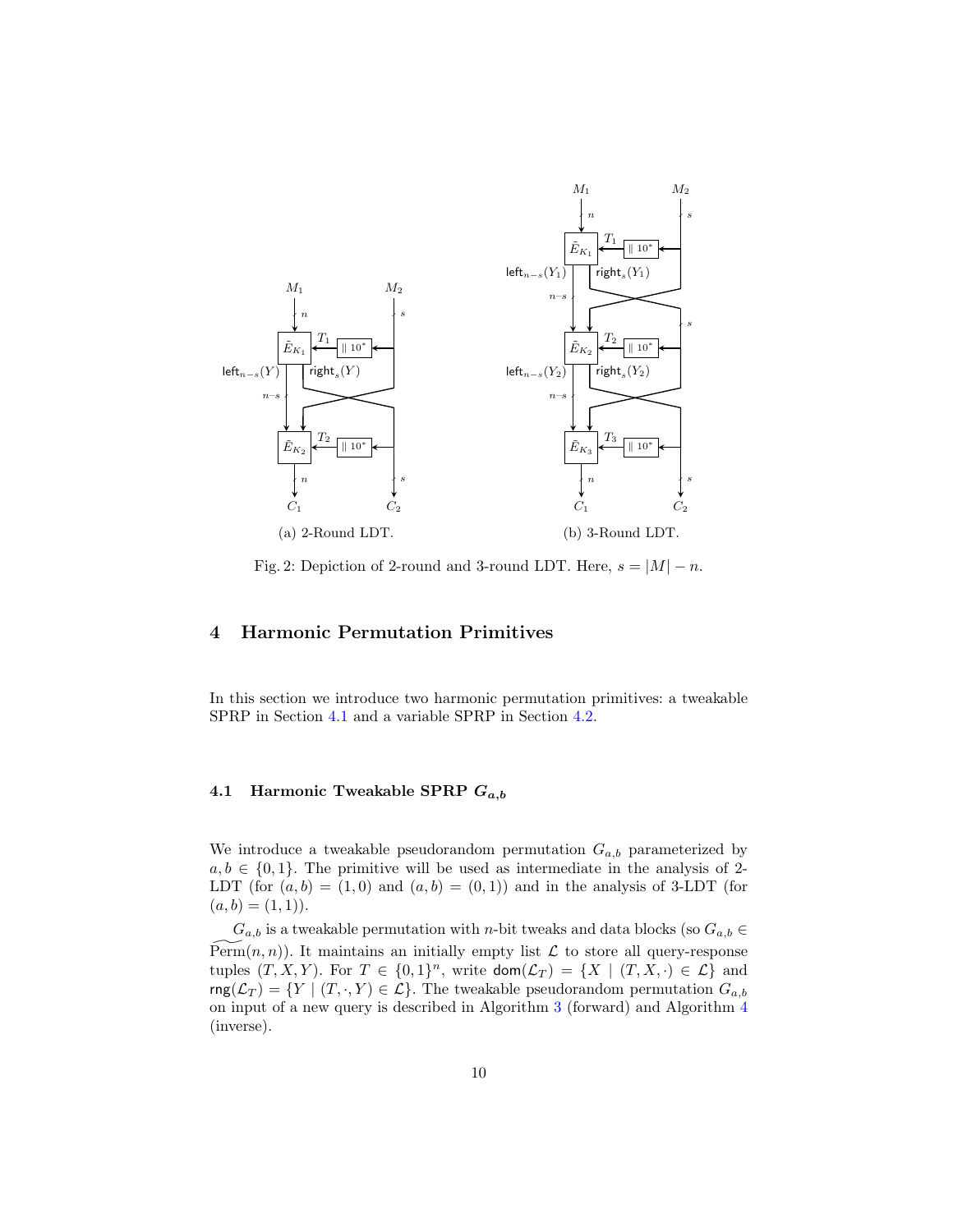(a) 2-Round LDT.

(b) 3-Round LDT.

Fig. 2: Depiction of 2-round and 3-round LDT. Here, $s = |M| - n$.

## 4 Harmonic Permutation Primitives

In this section we introduce two harmonic permutation primitives: a tweakable SPRP in Section 4.1 and a variable SPRP in Section 4.2.

### 4.1 Harmonic Tweakable SPRP $G_{a,b}$

We introduce a tweakable pseudorandom permutation $G_{a,b}$ parameterized by $a, b \in \{0,1\}$. The primitive will be used as intermediate in the analysis of 2-LDT (for $(a,b) = (1,0)$ and $(a,b) = (0,1)$) and in the analysis of 3-LDT (for $(a,b) = (1,1)$).

$G_{a,b}$ is a tweakable permutation with $n$-bit tweaks and data blocks (so $G_{a,b} \in \widetilde{\mathrm{Perm}}(n,n)$). It maintains an initially empty list $\mathcal{L}$ to store all query-response tuples $(T, X, Y)$. For $T \in \{0,1\}^n$, write $\mathsf{dom}(\mathcal{L}_T) = \{X \mid (T, X, \cdot) \in \mathcal{L}\}$ and $\mathsf{rng}(\mathcal{L}_T) = \{Y \mid (T, \cdot, Y) \in \mathcal{L}\}$. The tweakable pseudorandom permutation $G_{a,b}$ on input of a new query is described in Algorithm 3 (forward) and Algorithm 4 (inverse).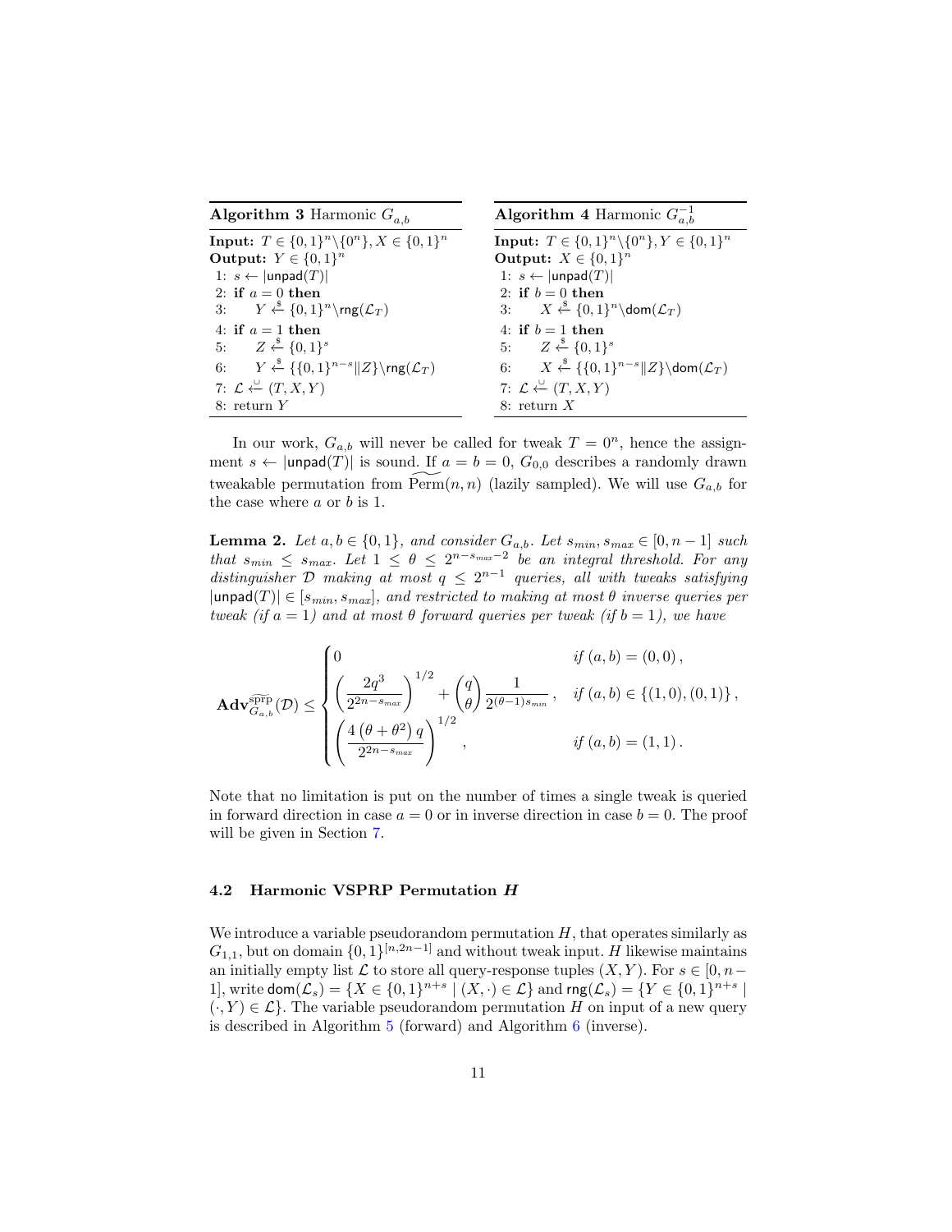**Algorithm 3** Harmonic $G_{a,b}$

```
Input: T ∈ {0,1}^n \ {0^n}, X ∈ {0,1}^n
Output: Y ∈ {0,1}^n
1: s ← |unpad(T)|
2: if a = 0 then
3:     Y ←$ {0,1}^n \ rng(L_T)
4: if a = 1 then
5:     Z ←$ {0,1}^s
6:     Y ←$ {{0,1}^{n-s} || Z} \ rng(L_T)
7: L ←∪ (T, X, Y)
8: return Y
```

**Algorithm 4** Harmonic $G_{a,b}^{-1}$

```
Input: T ∈ {0,1}^n \ {0^n}, Y ∈ {0,1}^n
Output: X ∈ {0,1}^n
1: s ← |unpad(T)|
2: if b = 0 then
3:     X ←$ {0,1}^n \ dom(L_T)
4: if b = 1 then
5:     Z ←$ {0,1}^s
6:     X ←$ {{0,1}^{n-s} || Z} \ dom(L_T)
7: L ←∪ (T, X, Y)
8: return X
```

In our work, $G_{a,b}$ will never be called for tweak $T = 0^n$, hence the assignment $s \leftarrow |\mathsf{unpad}(T)|$ is sound. If $a = b = 0$, $G_{0,0}$ describes a randomly drawn tweakable permutation from $\widetilde{\mathrm{Perm}}(n, n)$ (lazily sampled). We will use $G_{a,b}$ for the case where $a$ or $b$ is 1.

**Lemma 2.** *Let $a, b \in \{0, 1\}$, and consider $G_{a,b}$. Let $s_{min}, s_{max} \in [0, n-1]$ such that $s_{min} \leq s_{max}$. Let $1 \leq \theta \leq 2^{n-s_{max}-2}$ be an integral threshold. For any distinguisher $\mathcal{D}$ making at most $q \leq 2^{n-1}$ queries, all with tweaks satisfying $|\mathsf{unpad}(T)| \in [s_{min}, s_{max}]$, and restricted to making at most $\theta$ inverse queries per tweak (if $a = 1$) and at most $\theta$ forward queries per tweak (if $b = 1$), we have*

$$
\mathbf{Adv}_{G_{a,b}}^{\widetilde{\mathrm{sprp}}}(\mathcal{D}) \leq
\begin{cases}
0 & \text{if } (a,b) = (0,0)\,, \\[6pt]
\left(\dfrac{2q^3}{2^{2n-s_{max}}}\right)^{1/2} + \dbinom{q}{\theta}\dfrac{1}{2^{(\theta-1)s_{min}}}\,, & \text{if } (a,b) \in \{(1,0),(0,1)\}\,, \\[10pt]
\left(\dfrac{4\left(\theta+\theta^2\right)q}{2^{2n-s_{max}}}\right)^{1/2}\,, & \text{if } (a,b) = (1,1)\,.
\end{cases}
$$

Note that no limitation is put on the number of times a single tweak is queried in forward direction in case $a = 0$ or in inverse direction in case $b = 0$. The proof will be given in Section 7.

### 4.2 Harmonic VSPRP Permutation $H$

We introduce a variable pseudorandom permutation $H$, that operates similarly as $G_{1,1}$, but on domain $\{0,1\}^{[n,2n-1]}$ and without tweak input. $H$ likewise maintains an initially empty list $\mathcal{L}$ to store all query-response tuples $(X, Y)$. For $s \in [0, n-1]$, write $\mathsf{dom}(\mathcal{L}_s) = \{X \in \{0,1\}^{n+s} \mid (X, \cdot) \in \mathcal{L}\}$ and $\mathsf{rng}(\mathcal{L}_s) = \{Y \in \{0,1\}^{n+s} \mid (\cdot, Y) \in \mathcal{L}\}$. The variable pseudorandom permutation $H$ on input of a new query is described in Algorithm 5 (forward) and Algorithm 6 (inverse).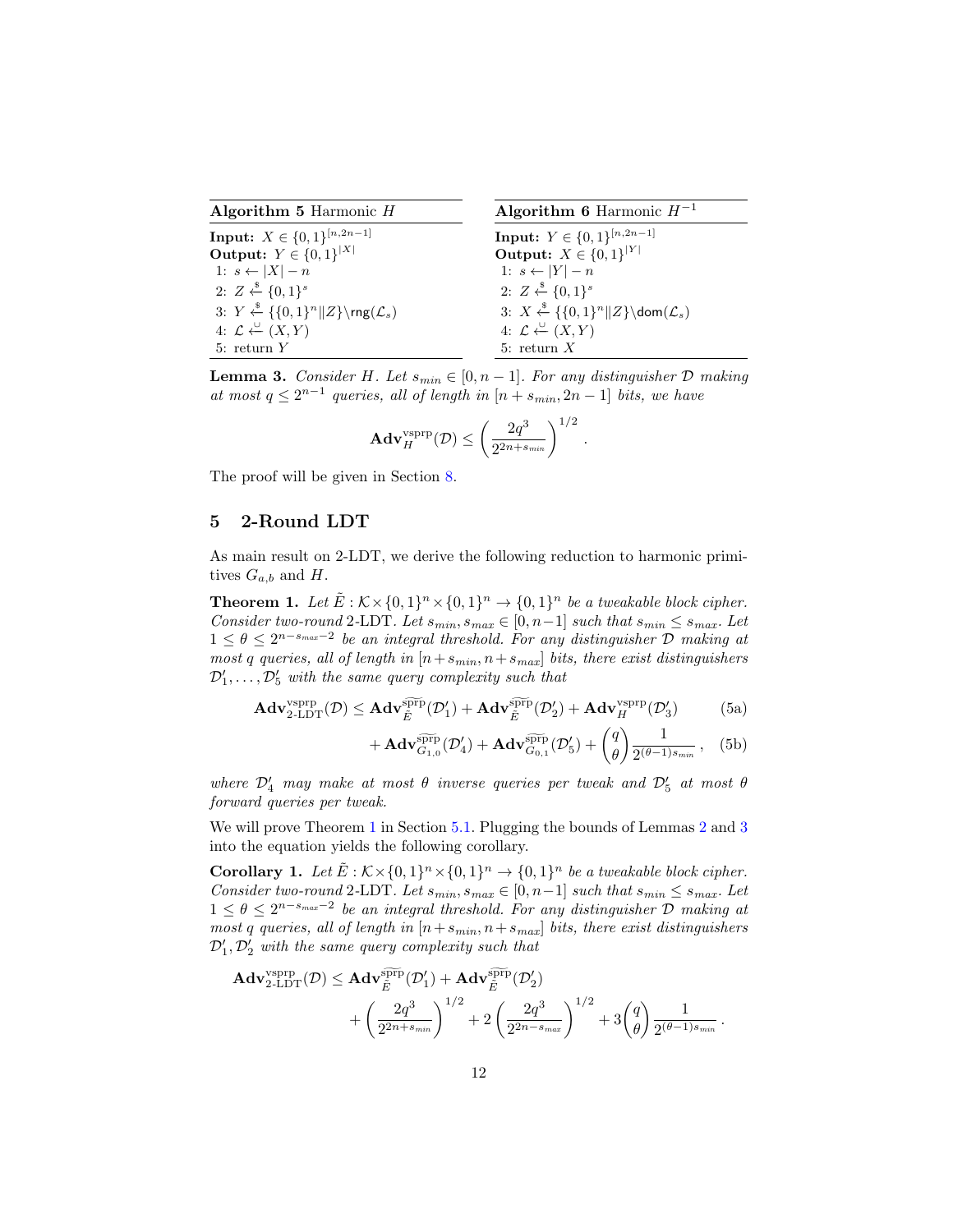**Algorithm 5** Harmonic $H$

**Input:** $X \in \{0,1\}^{[n,2n-1]}$
**Output:** $Y \in \{0,1\}^{|X|}$

1: $s \leftarrow |X| - n$
2: $Z \xleftarrow{\$} \{0,1\}^s$
3: $Y \xleftarrow{\$} \{\{0,1\}^n \| Z\} \backslash \mathsf{rng}(\mathcal{L}_s)$
4: $\mathcal{L} \xleftarrow{\cup} (X, Y)$
5: return $Y$

**Algorithm 6** Harmonic $H^{-1}$

**Input:** $Y \in \{0,1\}^{[n,2n-1]}$
**Output:** $X \in \{0,1\}^{|Y|}$

1: $s \leftarrow |Y| - n$
2: $Z \xleftarrow{\$} \{0,1\}^s$
3: $X \xleftarrow{\$} \{\{0,1\}^n \| Z\} \backslash \mathsf{dom}(\mathcal{L}_s)$
4: $\mathcal{L} \xleftarrow{\cup} (X, Y)$
5: return $X$

**Lemma 3.** *Consider $H$. Let $s_{min} \in [0, n-1]$. For any distinguisher $\mathcal{D}$ making at most $q \leq 2^{n-1}$ queries, all of length in $[n + s_{min}, 2n-1]$ bits, we have*

$$\mathbf{Adv}_H^{\text{vsprp}}(\mathcal{D}) \leq \left( \frac{2q^3}{2^{2n+s_{min}}} \right)^{1/2} .$$

The proof will be given in Section 8.

## 5 2-Round LDT

As main result on 2-LDT, we derive the following reduction to harmonic primitives $G_{a,b}$ and $H$.

**Theorem 1.** *Let $\tilde{E} : \mathcal{K} \times \{0,1\}^n \times \{0,1\}^n \to \{0,1\}^n$ be a tweakable block cipher. Consider two-round 2-LDT. Let $s_{min}, s_{max} \in [0, n-1]$ such that $s_{min} \leq s_{max}$. Let $1 \leq \theta \leq 2^{n-s_{max}-2}$ be an integral threshold. For any distinguisher $\mathcal{D}$ making at most $q$ queries, all of length in $[n+s_{min}, n+s_{max}]$ bits, there exist distinguishers $\mathcal{D}'_1, \ldots, \mathcal{D}'_5$ with the same query complexity such that*

$$\mathbf{Adv}_{\text{2-LDT}}^{\text{vsprp}}(\mathcal{D}) \leq \mathbf{Adv}_{\tilde{E}}^{\widetilde{\text{sprp}}}(\mathcal{D}'_1) + \mathbf{Adv}_{\tilde{E}}^{\widetilde{\text{sprp}}}(\mathcal{D}'_2) + \mathbf{Adv}_H^{\text{vsprp}}(\mathcal{D}'_3) \tag{5a}$$

$$+ \mathbf{Adv}_{G_{1,0}}^{\widetilde{\text{sprp}}}(\mathcal{D}'_4) + \mathbf{Adv}_{G_{0,1}}^{\widetilde{\text{sprp}}}(\mathcal{D}'_5) + \binom{q}{\theta} \frac{1}{2^{(\theta-1)s_{min}}} , \tag{5b}$$

*where $\mathcal{D}'_4$ may make at most $\theta$ inverse queries per tweak and $\mathcal{D}'_5$ at most $\theta$ forward queries per tweak.*

We will prove Theorem 1 in Section 5.1. Plugging the bounds of Lemmas 2 and 3 into the equation yields the following corollary.

**Corollary 1.** *Let $\tilde{E} : \mathcal{K} \times \{0,1\}^n \times \{0,1\}^n \to \{0,1\}^n$ be a tweakable block cipher. Consider two-round 2-LDT. Let $s_{min}, s_{max} \in [0, n-1]$ such that $s_{min} \leq s_{max}$. Let $1 \leq \theta \leq 2^{n-s_{max}-2}$ be an integral threshold. For any distinguisher $\mathcal{D}$ making at most $q$ queries, all of length in $[n+s_{min}, n+s_{max}]$ bits, there exist distinguishers $\mathcal{D}'_1, \mathcal{D}'_2$ with the same query complexity such that*

$$\mathbf{Adv}_{\text{2-LDT}}^{\text{vsprp}}(\mathcal{D}) \leq \mathbf{Adv}_{\tilde{E}}^{\widetilde{\text{sprp}}}(\mathcal{D}'_1) + \mathbf{Adv}_{\tilde{E}}^{\widetilde{\text{sprp}}}(\mathcal{D}'_2)$$
$$+ \left( \frac{2q^3}{2^{2n+s_{min}}} \right)^{1/2} + 2 \left( \frac{2q^3}{2^{2n-s_{max}}} \right)^{1/2} + 3 \binom{q}{\theta} \frac{1}{2^{(\theta-1)s_{min}}} .$$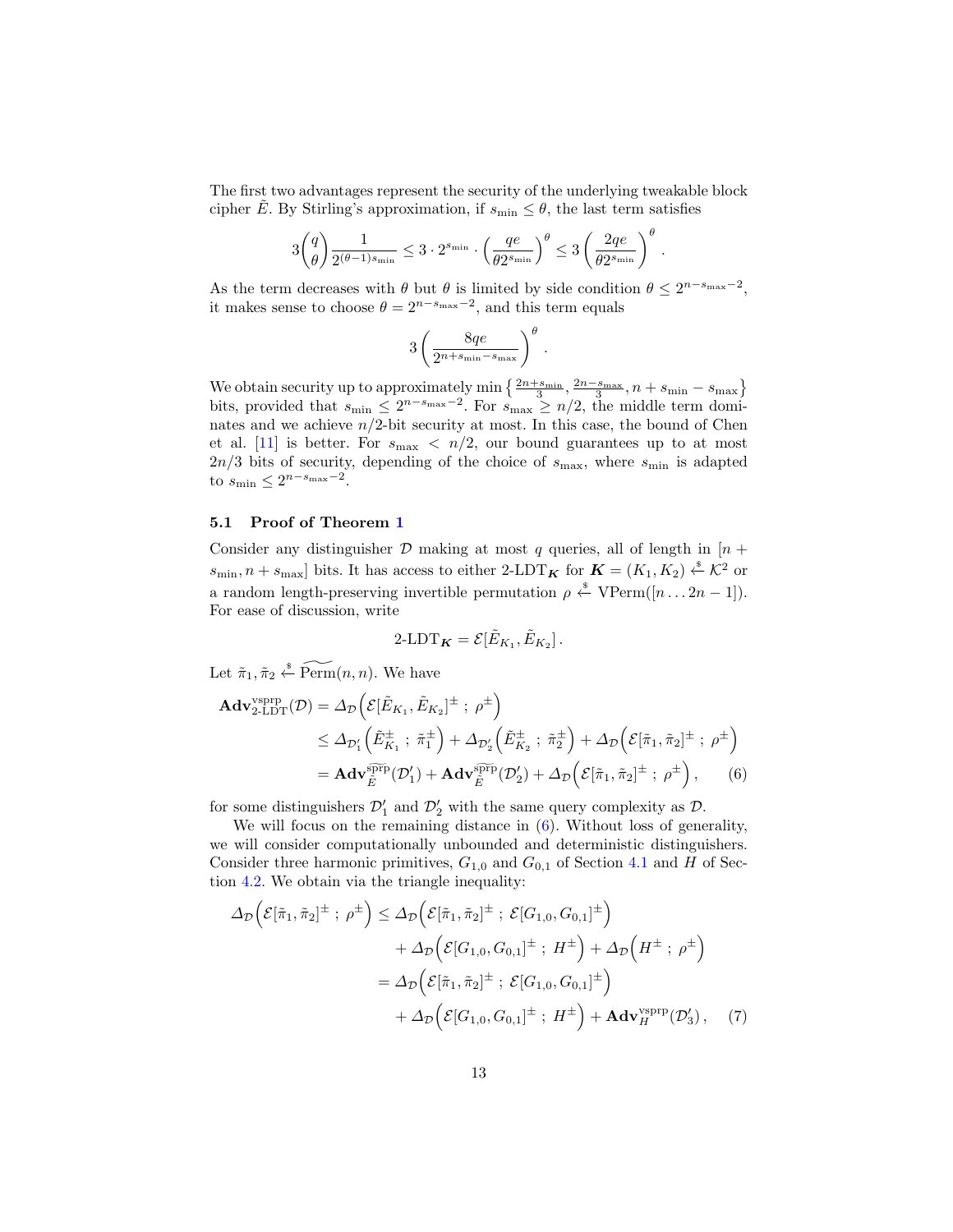The first two advantages represent the security of the underlying tweakable block cipher $\tilde{E}$. By Stirling's approximation, if $s_{\min} \leq \theta$, the last term satisfies

$$3\binom{q}{\theta}\frac{1}{2^{(\theta-1)s_{\min}}} \leq 3 \cdot 2^{s_{\min}} \cdot \left(\frac{qe}{\theta 2^{s_{\min}}}\right)^{\theta} \leq 3\left(\frac{2qe}{\theta 2^{s_{\min}}}\right)^{\theta}.$$

As the term decreases with $\theta$ but $\theta$ is limited by side condition $\theta \leq 2^{n-s_{\max}-2}$, it makes sense to choose $\theta = 2^{n-s_{\max}-2}$, and this term equals

$$3\left(\frac{8qe}{2^{n+s_{\min}-s_{\max}}}\right)^{\theta}.$$

We obtain security up to approximately $\min\left\{\frac{2n+s_{\min}}{3}, \frac{2n-s_{\max}}{3}, n+s_{\min}-s_{\max}\right\}$ bits, provided that $s_{\min} \leq 2^{n-s_{\max}-2}$. For $s_{\max} \geq n/2$, the middle term dominates and we achieve $n/2$-bit security at most. In this case, the bound of Chen et al. [11] is better. For $s_{\max} < n/2$, our bound guarantees up to at most $2n/3$ bits of security, depending of the choice of $s_{\max}$, where $s_{\min}$ is adapted to $s_{\min} \leq 2^{n-s_{\max}-2}$.

### 5.1 Proof of Theorem 1

Consider any distinguisher $\mathcal{D}$ making at most $q$ queries, all of length in $[n+s_{\min}, n+s_{\max}]$ bits. It has access to either 2-LDT$_{\boldsymbol{K}}$ for $\boldsymbol{K} = (K_1, K_2) \xleftarrow{\$} \mathcal{K}^2$ or a random length-preserving invertible permutation $\rho \xleftarrow{\$} \mathrm{VPerm}([n \ldots 2n-1])$. For ease of discussion, write

$$\text{2-LDT}_{\boldsymbol{K}} = \mathcal{E}[\tilde{E}_{K_1}, \tilde{E}_{K_2}].$$

Let $\tilde{\pi}_1, \tilde{\pi}_2 \xleftarrow{\$} \widetilde{\mathrm{Perm}}(n,n)$. We have

$$\begin{aligned}
\mathbf{Adv}^{\mathrm{vsprp}}_{\text{2-LDT}}(\mathcal{D}) &= \Delta_{\mathcal{D}}\Big(\mathcal{E}[\tilde{E}_{K_1}, \tilde{E}_{K_2}]^{\pm}\ ;\ \rho^{\pm}\Big) \\
&\leq \Delta_{\mathcal{D}'_1}\Big(\tilde{E}^{\pm}_{K_1}\ ;\ \tilde{\pi}^{\pm}_1\Big) + \Delta_{\mathcal{D}'_2}\Big(\tilde{E}^{\pm}_{K_2}\ ;\ \tilde{\pi}^{\pm}_2\Big) + \Delta_{\mathcal{D}}\Big(\mathcal{E}[\tilde{\pi}_1, \tilde{\pi}_2]^{\pm}\ ;\ \rho^{\pm}\Big) \\
&= \mathbf{Adv}^{\widetilde{\mathrm{sprp}}}_{\tilde{E}}(\mathcal{D}'_1) + \mathbf{Adv}^{\widetilde{\mathrm{sprp}}}_{\tilde{E}}(\mathcal{D}'_2) + \Delta_{\mathcal{D}}\Big(\mathcal{E}[\tilde{\pi}_1, \tilde{\pi}_2]^{\pm}\ ;\ \rho^{\pm}\Big), \qquad (6)
\end{aligned}$$

for some distinguishers $\mathcal{D}'_1$ and $\mathcal{D}'_2$ with the same query complexity as $\mathcal{D}$.

We will focus on the remaining distance in (6). Without loss of generality, we will consider computationally unbounded and deterministic distinguishers. Consider three harmonic primitives, $G_{1,0}$ and $G_{0,1}$ of Section 4.1 and $H$ of Section 4.2. We obtain via the triangle inequality:

$$\begin{aligned}
\Delta_{\mathcal{D}}\Big(\mathcal{E}[\tilde{\pi}_1, \tilde{\pi}_2]^{\pm}\ ;\ \rho^{\pm}\Big) &\leq \Delta_{\mathcal{D}}\Big(\mathcal{E}[\tilde{\pi}_1, \tilde{\pi}_2]^{\pm}\ ;\ \mathcal{E}[G_{1,0}, G_{0,1}]^{\pm}\Big) \\
&\quad + \Delta_{\mathcal{D}}\Big(\mathcal{E}[G_{1,0}, G_{0,1}]^{\pm}\ ;\ H^{\pm}\Big) + \Delta_{\mathcal{D}}\Big(H^{\pm}\ ;\ \rho^{\pm}\Big) \\
&= \Delta_{\mathcal{D}}\Big(\mathcal{E}[\tilde{\pi}_1, \tilde{\pi}_2]^{\pm}\ ;\ \mathcal{E}[G_{1,0}, G_{0,1}]^{\pm}\Big) \\
&\quad + \Delta_{\mathcal{D}}\Big(\mathcal{E}[G_{1,0}, G_{0,1}]^{\pm}\ ;\ H^{\pm}\Big) + \mathbf{Adv}^{\mathrm{vsprp}}_{H}(\mathcal{D}'_3), \qquad (7)
\end{aligned}$$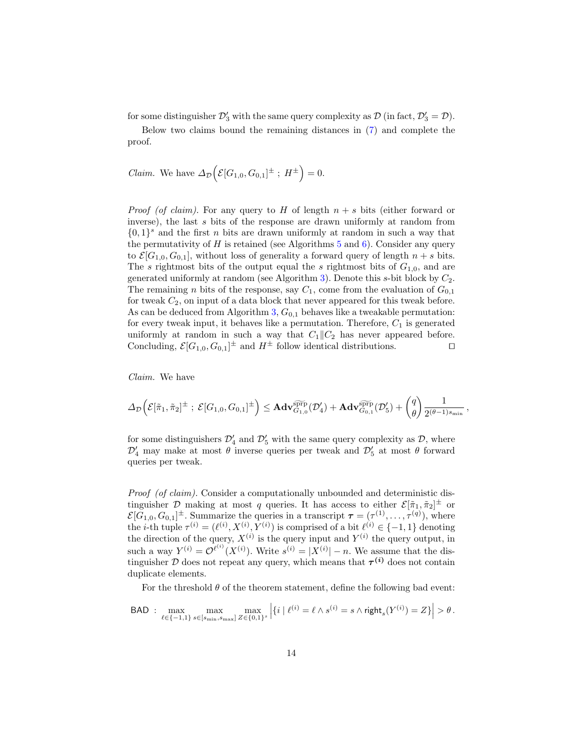for some distinguisher $\mathcal{D}'_3$ with the same query complexity as $\mathcal{D}$ (in fact, $\mathcal{D}'_3 = \mathcal{D}$).

Below two claims bound the remaining distances in (7) and complete the proof.

*Claim.* We have $\Delta_{\mathcal{D}}\Big(\mathcal{E}[G_{1,0}, G_{0,1}]^{\pm} \,;\, H^{\pm}\Big) = 0$.

*Proof (of claim).* For any query to $H$ of length $n + s$ bits (either forward or inverse), the last $s$ bits of the response are drawn uniformly at random from $\{0,1\}^s$ and the first $n$ bits are drawn uniformly at random in such a way that the permutativity of $H$ is retained (see Algorithms 5 and 6). Consider any query to $\mathcal{E}[G_{1,0}, G_{0,1}]$, without loss of generality a forward query of length $n + s$ bits. The $s$ rightmost bits of the output equal the $s$ rightmost bits of $G_{1,0}$, and are generated uniformly at random (see Algorithm 3). Denote this $s$-bit block by $C_2$. The remaining $n$ bits of the response, say $C_1$, come from the evaluation of $G_{0,1}$ for tweak $C_2$, on input of a data block that never appeared for this tweak before. As can be deduced from Algorithm 3, $G_{0,1}$ behaves like a tweakable permutation: for every tweak input, it behaves like a permutation. Therefore, $C_1$ is generated uniformly at random in such a way that $C_1 \| C_2$ has never appeared before. Concluding, $\mathcal{E}[G_{1,0}, G_{0,1}]^{\pm}$ and $H^{\pm}$ follow identical distributions. ◻

*Claim.* We have

$$\Delta_{\mathcal{D}}\Big(\mathcal{E}[\tilde{\pi}_1, \tilde{\pi}_2]^{\pm} \,;\, \mathcal{E}[G_{1,0}, G_{0,1}]^{\pm}\Big) \leq \mathbf{Adv}^{\widetilde{\text{sprp}}}_{G_{1,0}}(\mathcal{D}'_4) + \mathbf{Adv}^{\widetilde{\text{sprp}}}_{G_{0,1}}(\mathcal{D}'_5) + \binom{q}{\theta}\frac{1}{2^{(\theta-1)s_{\min}}}\,,$$

for some distinguishers $\mathcal{D}'_4$ and $\mathcal{D}'_5$ with the same query complexity as $\mathcal{D}$, where $\mathcal{D}'_4$ may make at most $\theta$ inverse queries per tweak and $\mathcal{D}'_5$ at most $\theta$ forward queries per tweak.

*Proof (of claim).* Consider a computationally unbounded and deterministic distinguisher $\mathcal{D}$ making at most $q$ queries. It has access to either $\mathcal{E}[\tilde{\pi}_1, \tilde{\pi}_2]^{\pm}$ or $\mathcal{E}[G_{1,0}, G_{0,1}]^{\pm}$. Summarize the queries in a transcript $\boldsymbol{\tau} = (\tau^{(1)}, \ldots, \tau^{(q)})$, where the $i$-th tuple $\tau^{(i)} = (\ell^{(i)}, X^{(i)}, Y^{(i)})$ is comprised of a bit $\ell^{(i)} \in \{-1, 1\}$ denoting the direction of the query, $X^{(i)}$ is the query input and $Y^{(i)}$ the query output, in such a way $Y^{(i)} = \mathcal{O}^{\ell^{(i)}}(X^{(i)})$. Write $s^{(i)} = |X^{(i)}| - n$. We assume that the distinguisher $\mathcal{D}$ does not repeat any query, which means that $\boldsymbol{\tau}^{(i)}$ does not contain duplicate elements.

For the threshold $\theta$ of the theorem statement, define the following bad event:

$$\mathsf{BAD} \;:\; \max_{\ell \in \{-1,1\}} \max_{s \in [s_{\min}, s_{\max}]} \max_{Z \in \{0,1\}^s} \left|\left\{ i \mid \ell^{(i)} = \ell \wedge s^{(i)} = s \wedge \mathsf{right}_s(Y^{(i)}) = Z \right\}\right| > \theta\,.$$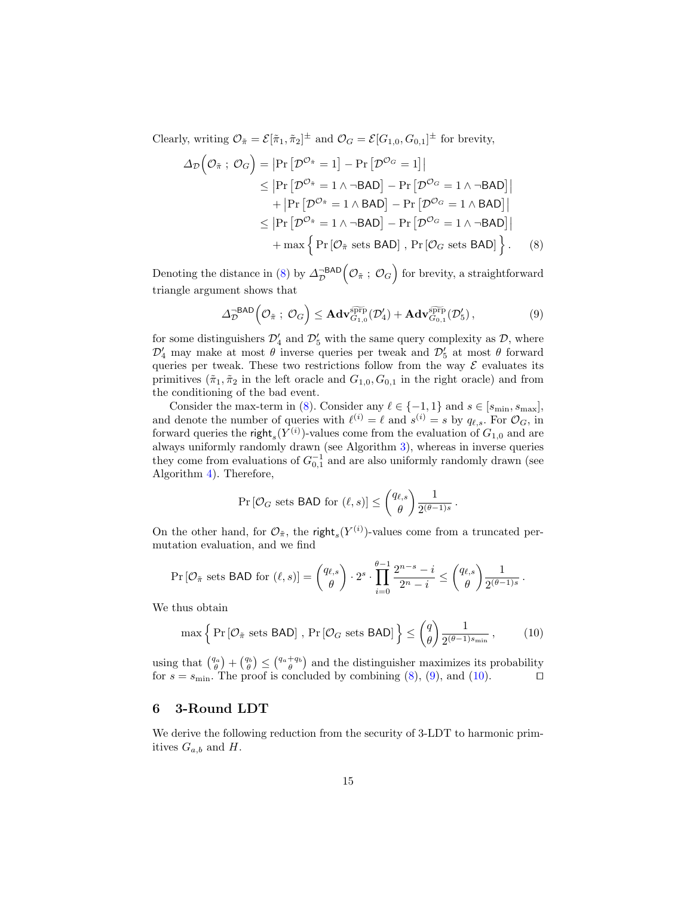Clearly, writing $\mathcal{O}_{\tilde{\pi}} = \mathcal{E}[\tilde{\pi}_1, \tilde{\pi}_2]^{\pm}$ and $\mathcal{O}_G = \mathcal{E}[G_{1,0}, G_{0,1}]^{\pm}$ for brevity,

$$
\begin{aligned}
\Delta_{\mathcal{D}}\Big(\mathcal{O}_{\tilde{\pi}} \ ; \ \mathcal{O}_G\Big) &= \left|\Pr\left[\mathcal{D}^{\mathcal{O}_{\tilde{\pi}}} = 1\right] - \Pr\left[\mathcal{D}^{\mathcal{O}_G} = 1\right]\right| \\
&\leq \left|\Pr\left[\mathcal{D}^{\mathcal{O}_{\tilde{\pi}}} = 1 \wedge \neg \mathsf{BAD}\right] - \Pr\left[\mathcal{D}^{\mathcal{O}_G} = 1 \wedge \neg \mathsf{BAD}\right]\right| \\
&\quad + \left|\Pr\left[\mathcal{D}^{\mathcal{O}_{\tilde{\pi}}} = 1 \wedge \mathsf{BAD}\right] - \Pr\left[\mathcal{D}^{\mathcal{O}_G} = 1 \wedge \mathsf{BAD}\right]\right| \\
&\leq \left|\Pr\left[\mathcal{D}^{\mathcal{O}_{\tilde{\pi}}} = 1 \wedge \neg \mathsf{BAD}\right] - \Pr\left[\mathcal{D}^{\mathcal{O}_G} = 1 \wedge \neg \mathsf{BAD}\right]\right| \\
&\quad + \max\Big\{ \Pr\left[\mathcal{O}_{\tilde{\pi}} \text{ sets } \mathsf{BAD}\right], \Pr\left[\mathcal{O}_G \text{ sets } \mathsf{BAD}\right] \Big\}. \qquad (8)
\end{aligned}
$$

Denoting the distance in (8) by $\Delta_{\mathcal{D}}^{\neg\mathsf{BAD}}\Big(\mathcal{O}_{\tilde{\pi}} \ ; \ \mathcal{O}_G\Big)$ for brevity, a straightforward triangle argument shows that

$$
\Delta_{\mathcal{D}}^{\neg\mathsf{BAD}}\Big(\mathcal{O}_{\tilde{\pi}} \ ; \ \mathcal{O}_G\Big) \leq \mathbf{Adv}_{G_{1,0}}^{\widetilde{\text{sprp}}}(\mathcal{D}_4') + \mathbf{Adv}_{G_{0,1}}^{\widetilde{\text{sprp}}}(\mathcal{D}_5'), \qquad (9)
$$

for some distinguishers $\mathcal{D}_4'$ and $\mathcal{D}_5'$ with the same query complexity as $\mathcal{D}$, where $\mathcal{D}_4'$ may make at most $\theta$ inverse queries per tweak and $\mathcal{D}_5'$ at most $\theta$ forward queries per tweak. These two restrictions follow from the way $\mathcal{E}$ evaluates its primitives ($\tilde{\pi}_1, \tilde{\pi}_2$ in the left oracle and $G_{1,0}, G_{0,1}$ in the right oracle) and from the conditioning of the bad event.

Consider the max-term in (8). Consider any $\ell \in \{-1, 1\}$ and $s \in [s_{\min}, s_{\max}]$, and denote the number of queries with $\ell^{(i)} = \ell$ and $s^{(i)} = s$ by $q_{\ell,s}$. For $\mathcal{O}_G$, in forward queries the $\mathsf{right}_s(Y^{(i)})$-values come from the evaluation of $G_{1,0}$ and are always uniformly randomly drawn (see Algorithm 3), whereas in inverse queries they come from evaluations of $G_{0,1}^{-1}$ and are also uniformly randomly drawn (see Algorithm 4). Therefore,

$$
\Pr\left[\mathcal{O}_G \text{ sets } \mathsf{BAD} \text{ for } (\ell, s)\right] \leq \binom{q_{\ell,s}}{\theta} \frac{1}{2^{(\theta-1)s}}.
$$

On the other hand, for $\mathcal{O}_{\tilde{\pi}}$, the $\mathsf{right}_s(Y^{(i)})$-values come from a truncated permutation evaluation, and we find

$$
\Pr\left[\mathcal{O}_{\tilde{\pi}} \text{ sets } \mathsf{BAD} \text{ for } (\ell, s)\right] = \binom{q_{\ell,s}}{\theta} \cdot 2^s \cdot \prod_{i=0}^{\theta-1} \frac{2^{n-s} - i}{2^n - i} \leq \binom{q_{\ell,s}}{\theta} \frac{1}{2^{(\theta-1)s}}.
$$

We thus obtain

$$
\max\Big\{ \Pr\left[\mathcal{O}_{\tilde{\pi}} \text{ sets } \mathsf{BAD}\right], \Pr\left[\mathcal{O}_G \text{ sets } \mathsf{BAD}\right] \Big\} \leq \binom{q}{\theta} \frac{1}{2^{(\theta-1)s_{\min}}}, \qquad (10)
$$

using that $\binom{q_a}{\theta} + \binom{q_b}{\theta} \leq \binom{q_a+q_b}{\theta}$ and the distinguisher maximizes its probability for $s = s_{\min}$. The proof is concluded by combining (8), (9), and (10). $\square$

## 6 3-Round LDT

We derive the following reduction from the security of 3-LDT to harmonic primitives $G_{a,b}$ and $H$.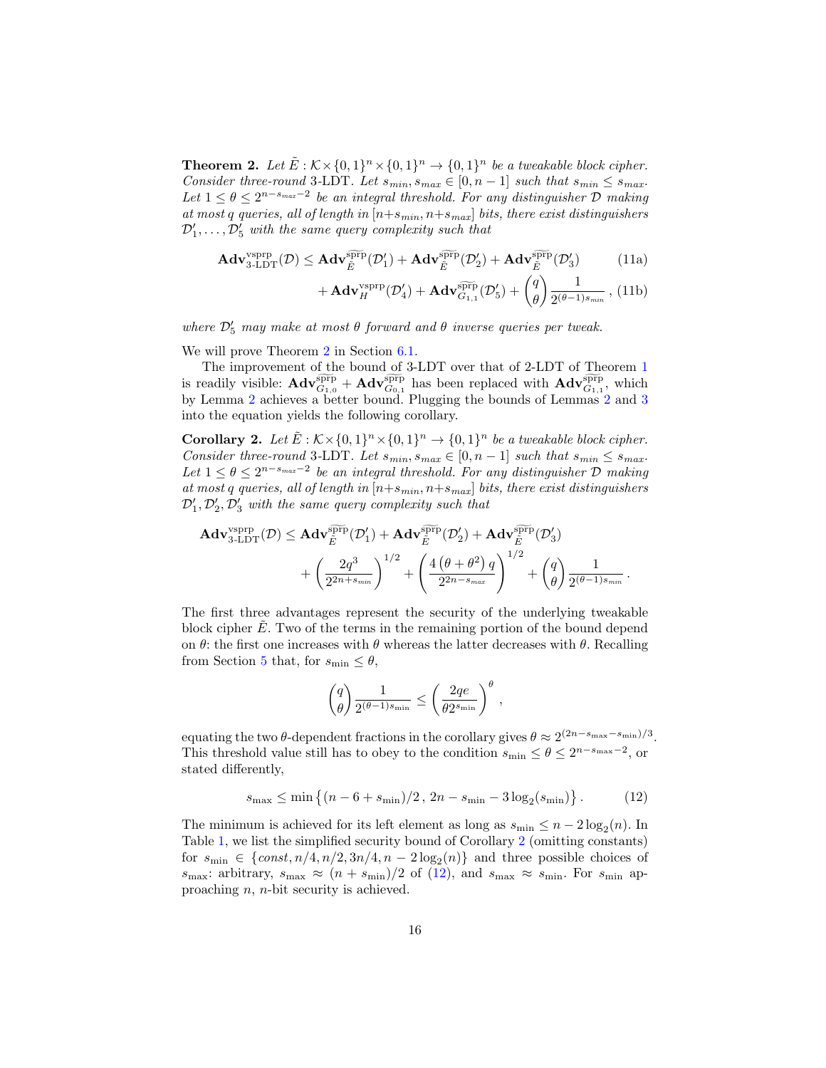**Theorem 2.** *Let $\tilde{E} : \mathcal{K} \times \{0,1\}^n \times \{0,1\}^n \to \{0,1\}^n$ be a tweakable block cipher. Consider three-round* 3-LDT*. Let $s_{min}, s_{max} \in [0, n-1]$ such that $s_{min} \le s_{max}$. Let $1 \le \theta \le 2^{n-s_{max}-2}$ be an integral threshold. For any distinguisher $\mathcal{D}$ making at most $q$ queries, all of length in $[n+s_{min}, n+s_{max}]$ bits, there exist distinguishers $\mathcal{D}'_1, \ldots, \mathcal{D}'_5$ with the same query complexity such that*

$$\mathbf{Adv}^{\mathrm{vsprp}}_{3\text{-LDT}}(\mathcal{D}) \le \mathbf{Adv}^{\widetilde{\mathrm{sprp}}}_{\tilde{E}}(\mathcal{D}'_1) + \mathbf{Adv}^{\widetilde{\mathrm{sprp}}}_{\tilde{E}}(\mathcal{D}'_2) + \mathbf{Adv}^{\widetilde{\mathrm{sprp}}}_{\tilde{E}}(\mathcal{D}'_3) \tag{11a}$$

$$+ \mathbf{Adv}^{\mathrm{vsprp}}_{H}(\mathcal{D}'_4) + \mathbf{Adv}^{\widetilde{\mathrm{sprp}}}_{G_{1,1}}(\mathcal{D}'_5) + \binom{q}{\theta} \frac{1}{2^{(\theta-1)s_{min}}}\,, \tag{11b}$$

*where $\mathcal{D}'_5$ may make at most $\theta$ forward and $\theta$ inverse queries per tweak.*

We will prove Theorem 2 in Section 6.1.

The improvement of the bound of 3-LDT over that of 2-LDT of Theorem 1 is readily visible: $\mathbf{Adv}^{\widetilde{\mathrm{sprp}}}_{G_{1,0}} + \mathbf{Adv}^{\widetilde{\mathrm{sprp}}}_{G_{0,1}}$ has been replaced with $\mathbf{Adv}^{\widetilde{\mathrm{sprp}}}_{G_{1,1}}$, which by Lemma 2 achieves a better bound. Plugging the bounds of Lemmas 2 and 3 into the equation yields the following corollary.

**Corollary 2.** *Let $\tilde{E} : \mathcal{K} \times \{0,1\}^n \times \{0,1\}^n \to \{0,1\}^n$ be a tweakable block cipher. Consider three-round* 3-LDT*. Let $s_{min}, s_{max} \in [0, n-1]$ such that $s_{min} \le s_{max}$. Let $1 \le \theta \le 2^{n-s_{max}-2}$ be an integral threshold. For any distinguisher $\mathcal{D}$ making at most $q$ queries, all of length in $[n+s_{min}, n+s_{max}]$ bits, there exist distinguishers $\mathcal{D}'_1, \mathcal{D}'_2, \mathcal{D}'_3$ with the same query complexity such that*

$$\mathbf{Adv}^{\mathrm{vsprp}}_{3\text{-LDT}}(\mathcal{D}) \le \mathbf{Adv}^{\widetilde{\mathrm{sprp}}}_{\tilde{E}}(\mathcal{D}'_1) + \mathbf{Adv}^{\widetilde{\mathrm{sprp}}}_{\tilde{E}}(\mathcal{D}'_2) + \mathbf{Adv}^{\widetilde{\mathrm{sprp}}}_{\tilde{E}}(\mathcal{D}'_3)$$
$$+ \left(\frac{2q^3}{2^{2n+s_{min}}}\right)^{1/2} + \left(\frac{4\left(\theta+\theta^2\right)q}{2^{2n-s_{max}}}\right)^{1/2} + \binom{q}{\theta}\frac{1}{2^{(\theta-1)s_{min}}}\,.$$

The first three advantages represent the security of the underlying tweakable block cipher $\tilde{E}$. Two of the terms in the remaining portion of the bound depend on $\theta$: the first one increases with $\theta$ whereas the latter decreases with $\theta$. Recalling from Section 5 that, for $s_{\min} \le \theta$,

$$\binom{q}{\theta}\frac{1}{2^{(\theta-1)s_{\min}}} \le \left(\frac{2qe}{\theta 2^{s_{\min}}}\right)^{\theta},$$

equating the two $\theta$-dependent fractions in the corollary gives $\theta \approx 2^{(2n-s_{\max}-s_{\min})/3}$. This threshold value still has to obey to the condition $s_{\min} \le \theta \le 2^{n-s_{\max}-2}$, or stated differently,

$$s_{\max} \le \min\left\{(n-6+s_{\min})/2\,,\ 2n - s_{\min} - 3\log_2(s_{\min})\right\}. \tag{12}$$

The minimum is achieved for its left element as long as $s_{\min} \le n - 2\log_2(n)$. In Table 1, we list the simplified security bound of Corollary 2 (omitting constants) for $s_{\min} \in \{const, n/4, n/2, 3n/4, n - 2\log_2(n)\}$ and three possible choices of $s_{\max}$: arbitrary, $s_{\max} \approx (n + s_{\min})/2$ of (12), and $s_{\max} \approx s_{\min}$. For $s_{\min}$ approaching $n$, $n$-bit security is achieved.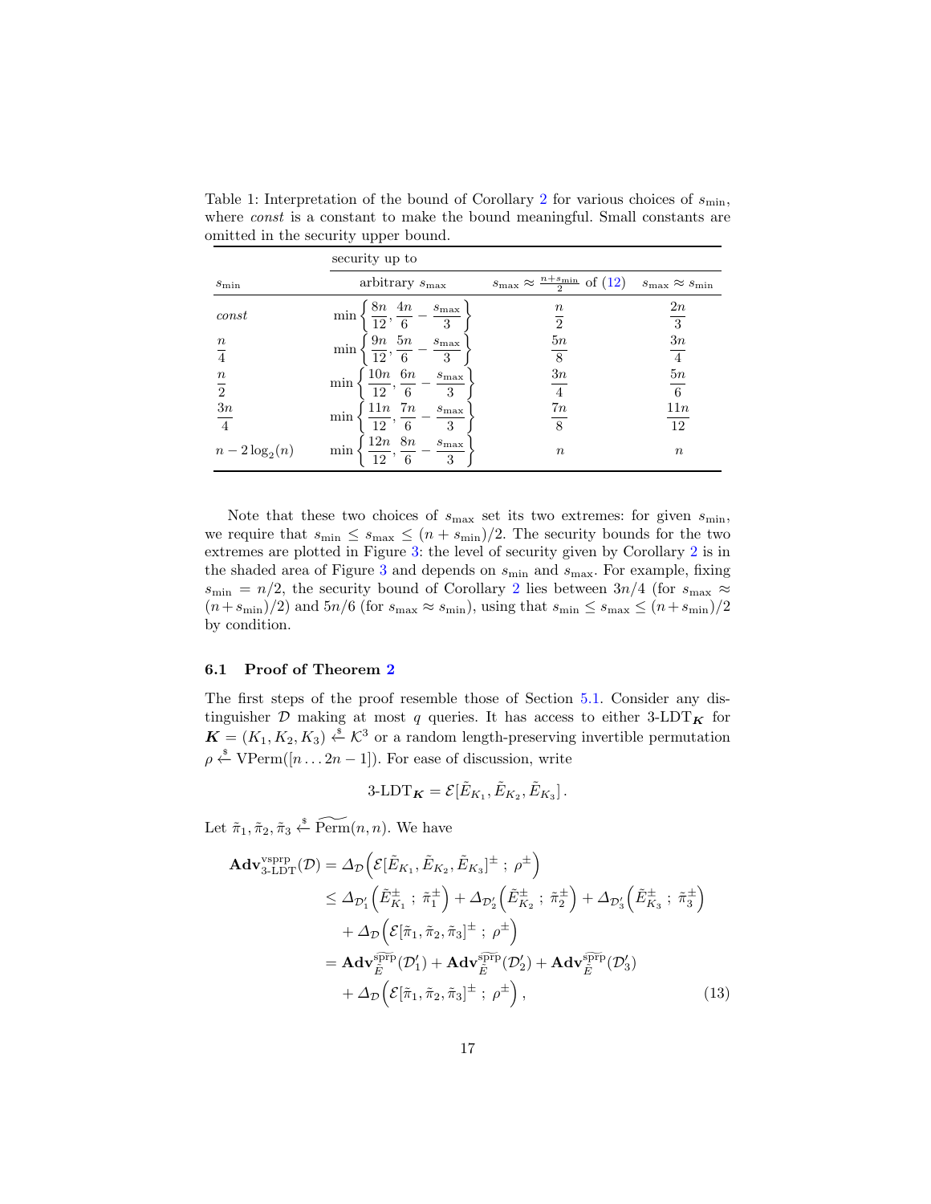Table 1: Interpretation of the bound of Corollary 2 for various choices of $s_{\min}$, where *const* is a constant to make the bound meaningful. Small constants are omitted in the security upper bound.

| | security up to | | |
|---|---|---|---|
| $s_{\min}$ | arbitrary $s_{\max}$ | $s_{\max} \approx \frac{n+s_{\min}}{2}$ of (12) | $s_{\max} \approx s_{\min}$ |
| *const* | $\min\left\{\frac{8n}{12}, \frac{4n}{6} - \frac{s_{\max}}{3}\right\}$ | $\frac{n}{2}$ | $\frac{2n}{3}$ |
| $\frac{n}{4}$ | $\min\left\{\frac{9n}{12}, \frac{5n}{6} - \frac{s_{\max}}{3}\right\}$ | $\frac{5n}{8}$ | $\frac{3n}{4}$ |
| $\frac{n}{2}$ | $\min\left\{\frac{10n}{12}, \frac{6n}{6} - \frac{s_{\max}}{3}\right\}$ | $\frac{3n}{4}$ | $\frac{5n}{6}$ |
| $\frac{3n}{4}$ | $\min\left\{\frac{11n}{12}, \frac{7n}{6} - \frac{s_{\max}}{3}\right\}$ | $\frac{7n}{8}$ | $\frac{11n}{12}$ |
| $n - 2\log_2(n)$ | $\min\left\{\frac{12n}{12}, \frac{8n}{6} - \frac{s_{\max}}{3}\right\}$ | $n$ | $n$ |

Note that these two choices of $s_{\max}$ set its two extremes: for given $s_{\min}$, we require that $s_{\min} \leq s_{\max} \leq (n + s_{\min})/2$. The security bounds for the two extremes are plotted in Figure 3: the level of security given by Corollary 2 is in the shaded area of Figure 3 and depends on $s_{\min}$ and $s_{\max}$. For example, fixing $s_{\min} = n/2$, the security bound of Corollary 2 lies between $3n/4$ (for $s_{\max} \approx (n+s_{\min})/2$) and $5n/6$ (for $s_{\max} \approx s_{\min}$), using that $s_{\min} \leq s_{\max} \leq (n+s_{\min})/2$ by condition.

### 6.1 Proof of Theorem 2

The first steps of the proof resemble those of Section 5.1. Consider any distinguisher $\mathcal{D}$ making at most $q$ queries. It has access to either 3-LDT$_{\boldsymbol{K}}$ for $\boldsymbol{K} = (K_1, K_2, K_3) \xleftarrow{\$} \mathcal{K}^3$ or a random length-preserving invertible permutation $\rho \xleftarrow{\$} \mathrm{VPerm}([n \ldots 2n-1])$. For ease of discussion, write

$$\text{3-LDT}_{\boldsymbol{K}} = \mathcal{E}[\tilde{E}_{K_1}, \tilde{E}_{K_2}, \tilde{E}_{K_3}]\,.$$

Let $\tilde{\pi}_1, \tilde{\pi}_2, \tilde{\pi}_3 \xleftarrow{\$} \widetilde{\mathrm{Perm}}(n, n)$. We have

$$\begin{aligned}
\mathbf{Adv}^{\mathrm{vsprp}}_{\text{3-LDT}}(\mathcal{D}) &= \Delta_{\mathcal{D}}\Big(\mathcal{E}[\tilde{E}_{K_1}, \tilde{E}_{K_2}, \tilde{E}_{K_3}]^{\pm} \; ; \; \rho^{\pm}\Big) \\
&\leq \Delta_{\mathcal{D}'_1}\Big(\tilde{E}^{\pm}_{K_1} \; ; \; \tilde{\pi}^{\pm}_1\Big) + \Delta_{\mathcal{D}'_2}\Big(\tilde{E}^{\pm}_{K_2} \; ; \; \tilde{\pi}^{\pm}_2\Big) + \Delta_{\mathcal{D}'_3}\Big(\tilde{E}^{\pm}_{K_3} \; ; \; \tilde{\pi}^{\pm}_3\Big) \\
&\quad + \Delta_{\mathcal{D}}\Big(\mathcal{E}[\tilde{\pi}_1, \tilde{\pi}_2, \tilde{\pi}_3]^{\pm} \; ; \; \rho^{\pm}\Big) \\
&= \mathbf{Adv}^{\widetilde{\mathrm{sprp}}}_{\tilde{E}}(\mathcal{D}'_1) + \mathbf{Adv}^{\widetilde{\mathrm{sprp}}}_{\tilde{E}}(\mathcal{D}'_2) + \mathbf{Adv}^{\widetilde{\mathrm{sprp}}}_{\tilde{E}}(\mathcal{D}'_3) \\
&\quad + \Delta_{\mathcal{D}}\Big(\mathcal{E}[\tilde{\pi}_1, \tilde{\pi}_2, \tilde{\pi}_3]^{\pm} \; ; \; \rho^{\pm}\Big)\,,
\end{aligned} \tag{13}$$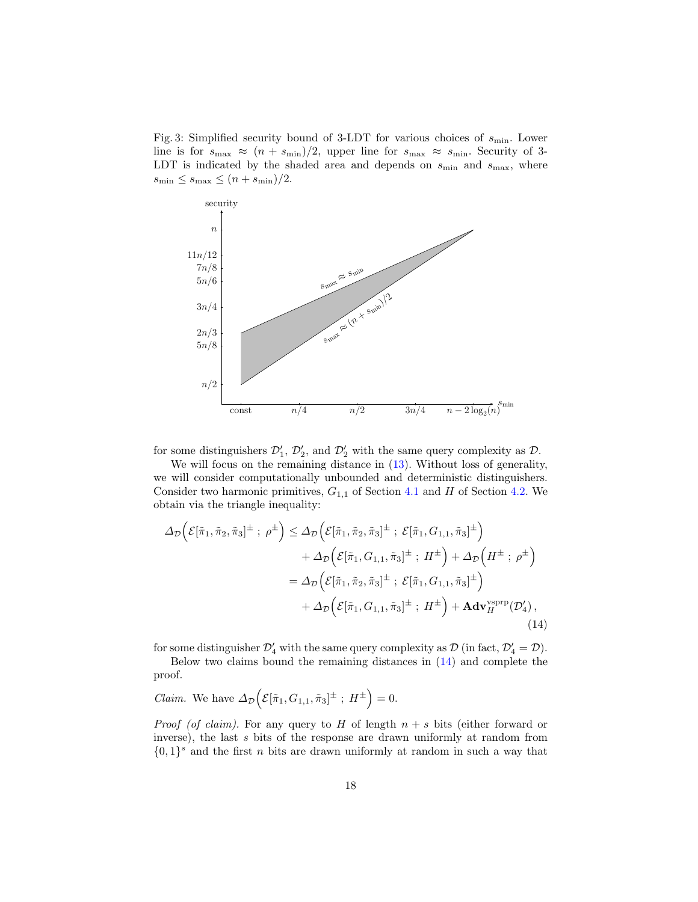Fig. 3: Simplified security bound of 3-LDT for various choices of $s_{\min}$. Lower line is for $s_{\max} \approx (n + s_{\min})/2$, upper line for $s_{\max} \approx s_{\min}$. Security of 3-LDT is indicated by the shaded area and depends on $s_{\min}$ and $s_{\max}$, where $s_{\min} \leq s_{\max} \leq (n + s_{\min})/2$.

for some distinguishers $\mathcal{D}'_1$, $\mathcal{D}'_2$, and $\mathcal{D}'_2$ with the same query complexity as $\mathcal{D}$.

We will focus on the remaining distance in (13). Without loss of generality, we will consider computationally unbounded and deterministic distinguishers. Consider two harmonic primitives, $G_{1,1}$ of Section 4.1 and $H$ of Section 4.2. We obtain via the triangle inequality:

$$
\begin{aligned}
\Delta_{\mathcal{D}}\Big(\mathcal{E}[\tilde{\pi}_1, \tilde{\pi}_2, \tilde{\pi}_3]^{\pm}\ ;\ \rho^{\pm}\Big) &\leq \Delta_{\mathcal{D}}\Big(\mathcal{E}[\tilde{\pi}_1, \tilde{\pi}_2, \tilde{\pi}_3]^{\pm}\ ;\ \mathcal{E}[\tilde{\pi}_1, G_{1,1}, \tilde{\pi}_3]^{\pm}\Big) \\
&\quad + \Delta_{\mathcal{D}}\Big(\mathcal{E}[\tilde{\pi}_1, G_{1,1}, \tilde{\pi}_3]^{\pm}\ ;\ H^{\pm}\Big) + \Delta_{\mathcal{D}}\Big(H^{\pm}\ ;\ \rho^{\pm}\Big) \\
&= \Delta_{\mathcal{D}}\Big(\mathcal{E}[\tilde{\pi}_1, \tilde{\pi}_2, \tilde{\pi}_3]^{\pm}\ ;\ \mathcal{E}[\tilde{\pi}_1, G_{1,1}, \tilde{\pi}_3]^{\pm}\Big) \\
&\quad + \Delta_{\mathcal{D}}\Big(\mathcal{E}[\tilde{\pi}_1, G_{1,1}, \tilde{\pi}_3]^{\pm}\ ;\ H^{\pm}\Big) + \mathbf{Adv}_H^{\mathrm{vsprp}}(\mathcal{D}'_4)\,,
\end{aligned}
\tag{14}
$$

for some distinguisher $\mathcal{D}'_4$ with the same query complexity as $\mathcal{D}$ (in fact, $\mathcal{D}'_4 = \mathcal{D}$).

Below two claims bound the remaining distances in (14) and complete the proof.

*Claim.* We have $\Delta_{\mathcal{D}}\Big(\mathcal{E}[\tilde{\pi}_1, G_{1,1}, \tilde{\pi}_3]^{\pm}\ ;\ H^{\pm}\Big) = 0$.

*Proof (of claim).* For any query to $H$ of length $n + s$ bits (either forward or inverse), the last $s$ bits of the response are drawn uniformly at random from $\{0,1\}^s$ and the first $n$ bits are drawn uniformly at random in such a way that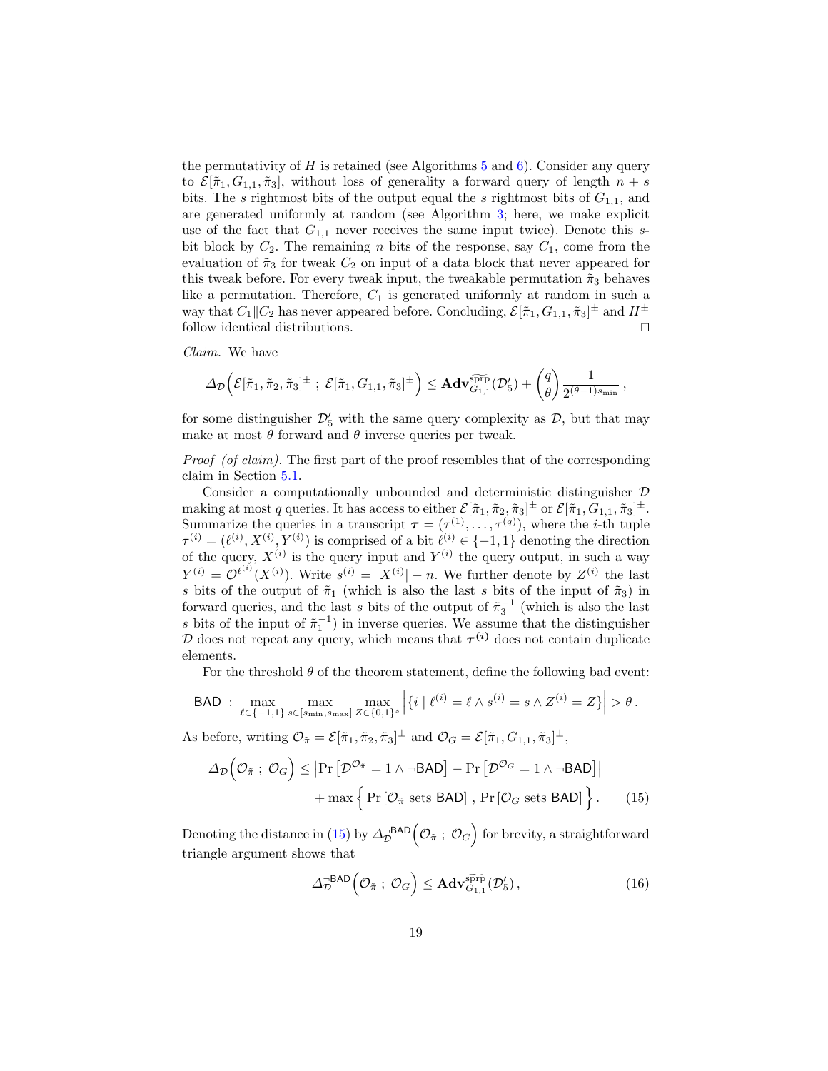the permutativity of $H$ is retained (see Algorithms 5 and 6). Consider any query to $\mathcal{E}[\tilde{\pi}_1, G_{1,1}, \tilde{\pi}_3]$, without loss of generality a forward query of length $n+s$ bits. The $s$ rightmost bits of the output equal the $s$ rightmost bits of $G_{1,1}$, and are generated uniformly at random (see Algorithm 3; here, we make explicit use of the fact that $G_{1,1}$ never receives the same input twice). Denote this $s$-bit block by $C_2$. The remaining $n$ bits of the response, say $C_1$, come from the evaluation of $\tilde{\pi}_3$ for tweak $C_2$ on input of a data block that never appeared for this tweak before. For every tweak input, the tweakable permutation $\tilde{\pi}_3$ behaves like a permutation. Therefore, $C_1$ is generated uniformly at random in such a way that $C_1 \| C_2$ has never appeared before. Concluding, $\mathcal{E}[\tilde{\pi}_1, G_{1,1}, \tilde{\pi}_3]^{\pm}$ and $H^{\pm}$ follow identical distributions. ◻

*Claim.* We have

$$\Delta_{\mathcal{D}}\Big(\mathcal{E}[\tilde{\pi}_1, \tilde{\pi}_2, \tilde{\pi}_3]^{\pm} \; ; \; \mathcal{E}[\tilde{\pi}_1, G_{1,1}, \tilde{\pi}_3]^{\pm}\Big) \leq \mathbf{Adv}^{\widetilde{\text{sprp}}}_{G_{1,1}}(\mathcal{D}'_5) + \binom{q}{\theta} \frac{1}{2^{(\theta-1)s_{\min}}} ,$$

for some distinguisher $\mathcal{D}'_5$ with the same query complexity as $\mathcal{D}$, but that may make at most $\theta$ forward and $\theta$ inverse queries per tweak.

*Proof (of claim).* The first part of the proof resembles that of the corresponding claim in Section 5.1.

Consider a computationally unbounded and deterministic distinguisher $\mathcal{D}$ making at most $q$ queries. It has access to either $\mathcal{E}[\tilde{\pi}_1, \tilde{\pi}_2, \tilde{\pi}_3]^{\pm}$ or $\mathcal{E}[\tilde{\pi}_1, G_{1,1}, \tilde{\pi}_3]^{\pm}$. Summarize the queries in a transcript $\boldsymbol{\tau} = (\tau^{(1)}, \ldots, \tau^{(q)})$, where the $i$-th tuple $\tau^{(i)} = (\ell^{(i)}, X^{(i)}, Y^{(i)})$ is comprised of a bit $\ell^{(i)} \in \{-1, 1\}$ denoting the direction of the query, $X^{(i)}$ is the query input and $Y^{(i)}$ the query output, in such a way $Y^{(i)} = \mathcal{O}^{\ell^{(i)}}(X^{(i)})$. Write $s^{(i)} = |X^{(i)}| - n$. We further denote by $Z^{(i)}$ the last $s$ bits of the output of $\tilde{\pi}_1$ (which is also the last $s$ bits of the input of $\tilde{\pi}_3$) in forward queries, and the last $s$ bits of the output of $\tilde{\pi}_3^{-1}$ (which is also the last $s$ bits of the input of $\tilde{\pi}_1^{-1}$) in inverse queries. We assume that the distinguisher $\mathcal{D}$ does not repeat any query, which means that $\boldsymbol{\tau^{(i)}}$ does not contain duplicate elements.

For the threshold $\theta$ of the theorem statement, define the following bad event:

$$\mathsf{BAD} \; : \; \max_{\ell \in \{-1,1\}} \max_{s \in [s_{\min}, s_{\max}]} \max_{Z \in \{0,1\}^s} \left| \{ i \mid \ell^{(i)} = \ell \wedge s^{(i)} = s \wedge Z^{(i)} = Z \} \right| > \theta .$$

As before, writing $\mathcal{O}_{\tilde{\pi}} = \mathcal{E}[\tilde{\pi}_1, \tilde{\pi}_2, \tilde{\pi}_3]^{\pm}$ and $\mathcal{O}_G = \mathcal{E}[\tilde{\pi}_1, G_{1,1}, \tilde{\pi}_3]^{\pm}$,

$$\begin{aligned} \Delta_{\mathcal{D}}\Big(\mathcal{O}_{\tilde{\pi}} \; ; \; \mathcal{O}_G\Big) \leq & \left| \Pr\left[\mathcal{D}^{\mathcal{O}_{\tilde{\pi}}} = 1 \wedge \neg\mathsf{BAD}\right] - \Pr\left[\mathcal{D}^{\mathcal{O}_G} = 1 \wedge \neg\mathsf{BAD}\right] \right| \\ & + \max\Big\{ \Pr\left[\mathcal{O}_{\tilde{\pi}} \text{ sets } \mathsf{BAD}\right] , \Pr\left[\mathcal{O}_G \text{ sets } \mathsf{BAD}\right] \Big\} . \qquad (15) \end{aligned}$$

Denoting the distance in (15) by $\Delta_{\mathcal{D}}^{\neg\mathsf{BAD}}\Big(\mathcal{O}_{\tilde{\pi}} \; ; \; \mathcal{O}_G\Big)$ for brevity, a straightforward triangle argument shows that

$$\Delta_{\mathcal{D}}^{\neg\mathsf{BAD}}\Big(\mathcal{O}_{\tilde{\pi}} \; ; \; \mathcal{O}_G\Big) \leq \mathbf{Adv}^{\widetilde{\text{sprp}}}_{G_{1,1}}(\mathcal{D}'_5) , \qquad (16)$$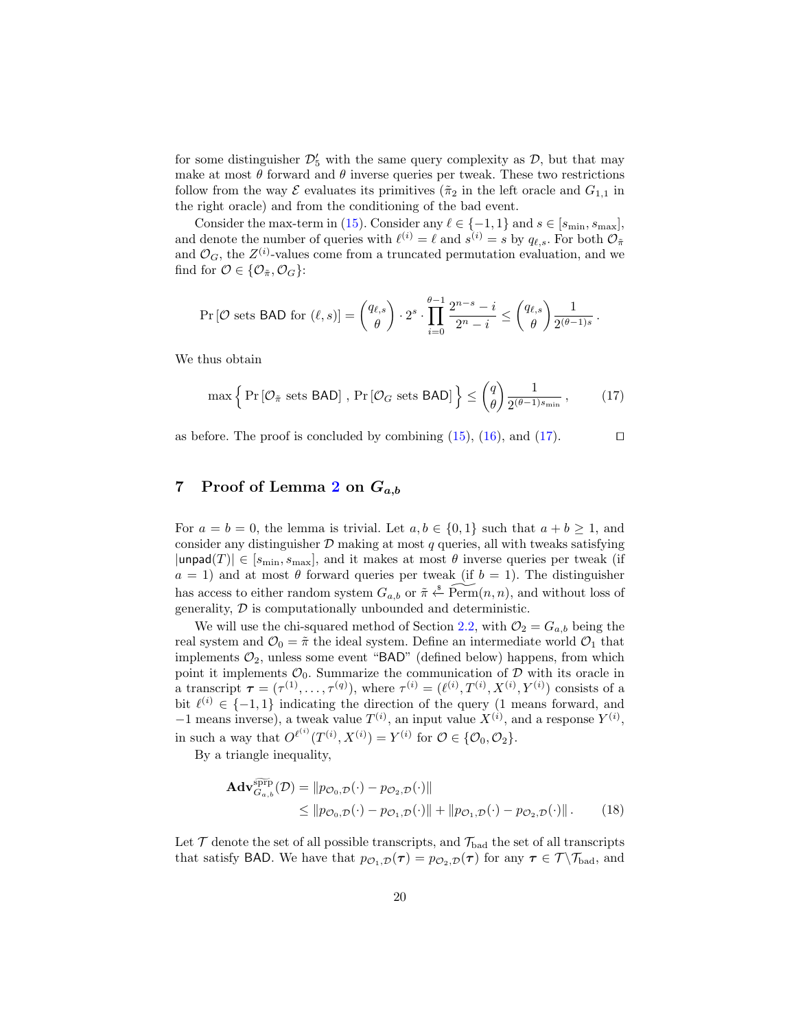for some distinguisher $\mathcal{D}'_5$ with the same query complexity as $\mathcal{D}$, but that may make at most $\theta$ forward and $\theta$ inverse queries per tweak. These two restrictions follow from the way $\mathcal{E}$ evaluates its primitives ($\tilde{\pi}_2$ in the left oracle and $G_{1,1}$ in the right oracle) and from the conditioning of the bad event.

Consider the max-term in (15). Consider any $\ell \in \{-1, 1\}$ and $s \in [s_{\min}, s_{\max}]$, and denote the number of queries with $\ell^{(i)} = \ell$ and $s^{(i)} = s$ by $q_{\ell,s}$. For both $\mathcal{O}_{\tilde{\pi}}$ and $\mathcal{O}_G$, the $Z^{(i)}$-values come from a truncated permutation evaluation, and we find for $\mathcal{O} \in \{\mathcal{O}_{\tilde{\pi}}, \mathcal{O}_G\}$:

$$\Pr\left[\mathcal{O} \text{ sets } \mathsf{BAD} \text{ for } (\ell, s)\right] = \binom{q_{\ell,s}}{\theta} \cdot 2^s \cdot \prod_{i=0}^{\theta-1} \frac{2^{n-s} - i}{2^n - i} \leq \binom{q_{\ell,s}}{\theta} \frac{1}{2^{(\theta-1)s}}\,.$$

We thus obtain

$$\max\Big\{ \Pr\left[\mathcal{O}_{\tilde{\pi}} \text{ sets } \mathsf{BAD}\right],\, \Pr\left[\mathcal{O}_G \text{ sets } \mathsf{BAD}\right] \Big\} \leq \binom{q}{\theta} \frac{1}{2^{(\theta-1)s_{\min}}}\,, \tag{17}$$

as before. The proof is concluded by combining (15), (16), and (17). ◻

## 7 Proof of Lemma 2 on $G_{a,b}$

For $a = b = 0$, the lemma is trivial. Let $a, b \in \{0, 1\}$ such that $a + b \geq 1$, and consider any distinguisher $\mathcal{D}$ making at most $q$ queries, all with tweaks satisfying $|\mathsf{unpad}(T)| \in [s_{\min}, s_{\max}]$, and it makes at most $\theta$ inverse queries per tweak (if $a = 1$) and at most $\theta$ forward queries per tweak (if $b = 1$). The distinguisher has access to either random system $G_{a,b}$ or $\tilde{\pi} \xleftarrow{\$} \widetilde{\mathrm{Perm}}(n, n)$, and without loss of generality, $\mathcal{D}$ is computationally unbounded and deterministic.

We will use the chi-squared method of Section 2.2, with $\mathcal{O}_2 = G_{a,b}$ being the real system and $\mathcal{O}_0 = \tilde{\pi}$ the ideal system. Define an intermediate world $\mathcal{O}_1$ that implements $\mathcal{O}_2$, unless some event "$\mathsf{BAD}$" (defined below) happens, from which point it implements $\mathcal{O}_0$. Summarize the communication of $\mathcal{D}$ with its oracle in a transcript $\boldsymbol{\tau} = (\tau^{(1)}, \ldots, \tau^{(q)})$, where $\tau^{(i)} = (\ell^{(i)}, T^{(i)}, X^{(i)}, Y^{(i)})$ consists of a bit $\ell^{(i)} \in \{-1, 1\}$ indicating the direction of the query (1 means forward, and $-1$ means inverse), a tweak value $T^{(i)}$, an input value $X^{(i)}$, and a response $Y^{(i)}$, in such a way that $O^{\ell^{(i)}}(T^{(i)}, X^{(i)}) = Y^{(i)}$ for $\mathcal{O} \in \{\mathcal{O}_0, \mathcal{O}_2\}$.

By a triangle inequality,

$$\begin{aligned}
\mathbf{Adv}^{\widetilde{\text{sprp}}}_{G_{a,b}}(\mathcal{D}) &= \|p_{\mathcal{O}_0,\mathcal{D}}(\cdot) - p_{\mathcal{O}_2,\mathcal{D}}(\cdot)\| \\
&\leq \|p_{\mathcal{O}_0,\mathcal{D}}(\cdot) - p_{\mathcal{O}_1,\mathcal{D}}(\cdot)\| + \|p_{\mathcal{O}_1,\mathcal{D}}(\cdot) - p_{\mathcal{O}_2,\mathcal{D}}(\cdot)\|\,.
\end{aligned} \tag{18}$$

Let $\mathcal{T}$ denote the set of all possible transcripts, and $\mathcal{T}_{\text{bad}}$ the set of all transcripts that satisfy $\mathsf{BAD}$. We have that $p_{\mathcal{O}_1,\mathcal{D}}(\boldsymbol{\tau}) = p_{\mathcal{O}_2,\mathcal{D}}(\boldsymbol{\tau})$ for any $\boldsymbol{\tau} \in \mathcal{T}\backslash\mathcal{T}_{\text{bad}}$, and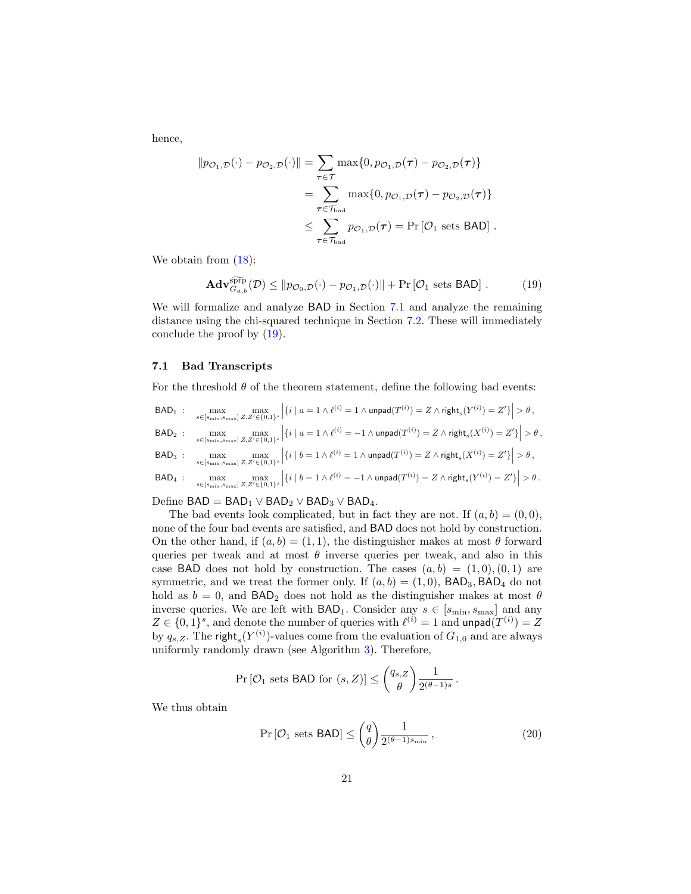hence,

$$\begin{aligned}
\|p_{\mathcal{O}_1,\mathcal{D}}(\cdot) - p_{\mathcal{O}_2,\mathcal{D}}(\cdot)\| &= \sum_{\boldsymbol{\tau}\in\mathcal{T}} \max\{0, p_{\mathcal{O}_1,\mathcal{D}}(\boldsymbol{\tau}) - p_{\mathcal{O}_2,\mathcal{D}}(\boldsymbol{\tau})\} \\
&= \sum_{\boldsymbol{\tau}\in\mathcal{T}_{\mathrm{bad}}} \max\{0, p_{\mathcal{O}_1,\mathcal{D}}(\boldsymbol{\tau}) - p_{\mathcal{O}_2,\mathcal{D}}(\boldsymbol{\tau})\} \\
&\leq \sum_{\boldsymbol{\tau}\in\mathcal{T}_{\mathrm{bad}}} p_{\mathcal{O}_1,\mathcal{D}}(\boldsymbol{\tau}) = \Pr\left[\mathcal{O}_1 \text{ sets } \mathsf{BAD}\right] .
\end{aligned}$$

We obtain from (18):

$$\mathbf{Adv}^{\widetilde{\mathrm{sprp}}}_{G_{a,b}}(\mathcal{D}) \leq \|p_{\mathcal{O}_0,\mathcal{D}}(\cdot) - p_{\mathcal{O}_1,\mathcal{D}}(\cdot)\| + \Pr\left[\mathcal{O}_1 \text{ sets } \mathsf{BAD}\right] . \tag{19}$$

We will formalize and analyze BAD in Section 7.1 and analyze the remaining distance using the chi-squared technique in Section 7.2. These will immediately conclude the proof by (19).

### 7.1 Bad Transcripts

For the threshold $\theta$ of the theorem statement, define the following bad events:

$$\mathsf{BAD}_1 : \quad \max_{s\in[s_{\min},s_{\max}]} \max_{Z,Z'\in\{0,1\}^s} \left|\{i \mid a = 1 \wedge \ell^{(i)} = 1 \wedge \mathsf{unpad}(T^{(i)}) = Z \wedge \mathsf{right}_s(Y^{(i)}) = Z'\}\right| > \theta\,,$$

$$\mathsf{BAD}_2 : \quad \max_{s\in[s_{\min},s_{\max}]} \max_{Z,Z'\in\{0,1\}^s} \left|\{i \mid a = 1 \wedge \ell^{(i)} = -1 \wedge \mathsf{unpad}(T^{(i)}) = Z \wedge \mathsf{right}_s(X^{(i)}) = Z'\}\right| > \theta\,,$$

$$\mathsf{BAD}_3 : \quad \max_{s\in[s_{\min},s_{\max}]} \max_{Z,Z'\in\{0,1\}^s} \left|\{i \mid b = 1 \wedge \ell^{(i)} = 1 \wedge \mathsf{unpad}(T^{(i)}) = Z \wedge \mathsf{right}_s(X^{(i)}) = Z'\}\right| > \theta\,,$$

$$\mathsf{BAD}_4 : \quad \max_{s\in[s_{\min},s_{\max}]} \max_{Z,Z'\in\{0,1\}^s} \left|\{i \mid b = 1 \wedge \ell^{(i)} = -1 \wedge \mathsf{unpad}(T^{(i)}) = Z \wedge \mathsf{right}_s(Y^{(i)}) = Z'\}\right| > \theta\,.$$

Define $\mathsf{BAD} = \mathsf{BAD}_1 \vee \mathsf{BAD}_2 \vee \mathsf{BAD}_3 \vee \mathsf{BAD}_4$.

The bad events look complicated, but in fact they are not. If $(a,b) = (0,0)$, none of the four bad events are satisfied, and BAD does not hold by construction. On the other hand, if $(a,b) = (1,1)$, the distinguisher makes at most $\theta$ forward queries per tweak and at most $\theta$ inverse queries per tweak, and also in this case BAD does not hold by construction. The cases $(a,b) = (1,0),(0,1)$ are symmetric, and we treat the former only. If $(a,b) = (1,0)$, $\mathsf{BAD}_3, \mathsf{BAD}_4$ do not hold as $b = 0$, and $\mathsf{BAD}_2$ does not hold as the distinguisher makes at most $\theta$ inverse queries. We are left with $\mathsf{BAD}_1$. Consider any $s \in [s_{\min}, s_{\max}]$ and any $Z \in \{0,1\}^s$, and denote the number of queries with $\ell^{(i)} = 1$ and $\mathsf{unpad}(T^{(i)}) = Z$ by $q_{s,Z}$. The $\mathsf{right}_s(Y^{(i)})$-values come from the evaluation of $G_{1,0}$ and are always uniformly randomly drawn (see Algorithm 3). Therefore,

$$\Pr\left[\mathcal{O}_1 \text{ sets } \mathsf{BAD} \text{ for } (s,Z)\right] \leq \binom{q_{s,Z}}{\theta} \frac{1}{2^{(\theta-1)s}}\,.$$

We thus obtain

$$\Pr\left[\mathcal{O}_1 \text{ sets } \mathsf{BAD}\right] \leq \binom{q}{\theta} \frac{1}{2^{(\theta-1)s_{\min}}}\,, \tag{20}$$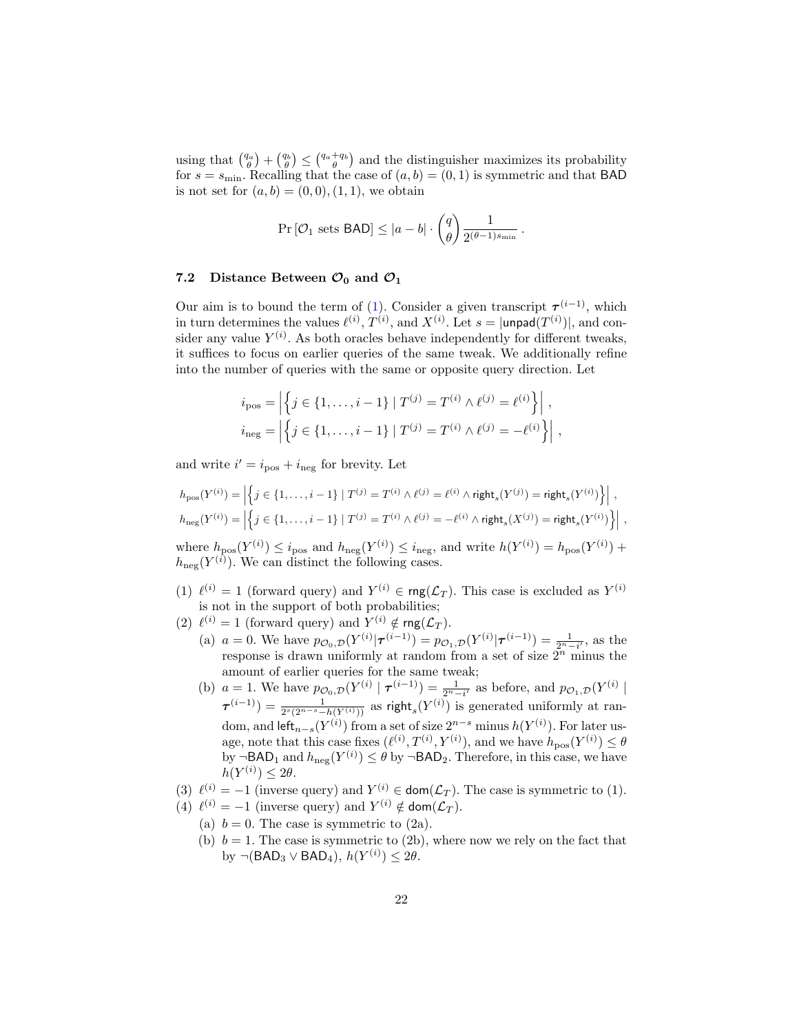using that $\binom{q_a}{\theta} + \binom{q_b}{\theta} \leq \binom{q_a+q_b}{\theta}$ and the distinguisher maximizes its probability for $s = s_{\min}$. Recalling that the case of $(a, b) = (0, 1)$ is symmetric and that $\mathsf{BAD}$ is not set for $(a, b) = (0, 0), (1, 1)$, we obtain

$$\Pr\left[\mathcal{O}_1 \text{ sets } \mathsf{BAD}\right] \leq |a - b| \cdot \binom{q}{\theta} \frac{1}{2^{(\theta-1)s_{\min}}} .$$

### 7.2 Distance Between $\mathcal{O}_0$ and $\mathcal{O}_1$

Our aim is to bound the term of (1). Consider a given transcript $\boldsymbol{\tau}^{(i-1)}$, which in turn determines the values $\ell^{(i)}$, $T^{(i)}$, and $X^{(i)}$. Let $s = |\mathsf{unpad}(T^{(i)})|$, and consider any value $Y^{(i)}$. As both oracles behave independently for different tweaks, it suffices to focus on earlier queries of the same tweak. We additionally refine into the number of queries with the same or opposite query direction. Let

$$i_{\text{pos}} = \left| \left\{ j \in \{1, \ldots, i-1\} \mid T^{(j)} = T^{(i)} \wedge \ell^{(j)} = \ell^{(i)} \right\} \right| ,$$
$$i_{\text{neg}} = \left| \left\{ j \in \{1, \ldots, i-1\} \mid T^{(j)} = T^{(i)} \wedge \ell^{(j)} = -\ell^{(i)} \right\} \right| ,$$

and write $i' = i_{\text{pos}} + i_{\text{neg}}$ for brevity. Let

$$h_{\text{pos}}(Y^{(i)}) = \left| \left\{ j \in \{1, \ldots, i-1\} \mid T^{(j)} = T^{(i)} \wedge \ell^{(j)} = \ell^{(i)} \wedge \mathsf{right}_s(Y^{(j)}) = \mathsf{right}_s(Y^{(i)}) \right\} \right| ,$$
$$h_{\text{neg}}(Y^{(i)}) = \left| \left\{ j \in \{1, \ldots, i-1\} \mid T^{(j)} = T^{(i)} \wedge \ell^{(j)} = -\ell^{(i)} \wedge \mathsf{right}_s(X^{(j)}) = \mathsf{right}_s(Y^{(i)}) \right\} \right| ,$$

where $h_{\text{pos}}(Y^{(i)}) \leq i_{\text{pos}}$ and $h_{\text{neg}}(Y^{(i)}) \leq i_{\text{neg}}$, and write $h(Y^{(i)}) = h_{\text{pos}}(Y^{(i)}) + h_{\text{neg}}(Y^{(i)})$. We can distinct the following cases.

(1) $\ell^{(i)} = 1$ (forward query) and $Y^{(i)} \in \mathsf{rng}(\mathcal{L}_T)$. This case is excluded as $Y^{(i)}$ is not in the support of both probabilities;

(2) $\ell^{(i)} = 1$ (forward query) and $Y^{(i)} \notin \mathsf{rng}(\mathcal{L}_T)$.
  (a) $a = 0$. We have $p_{\mathcal{O}_0,\mathcal{D}}(Y^{(i)} | \boldsymbol{\tau}^{(i-1)}) = p_{\mathcal{O}_1,\mathcal{D}}(Y^{(i)} | \boldsymbol{\tau}^{(i-1)}) = \frac{1}{2^n - i'}$, as the response is drawn uniformly at random from a set of size $2^n$ minus the amount of earlier queries for the same tweak;
  (b) $a = 1$. We have $p_{\mathcal{O}_0,\mathcal{D}}(Y^{(i)} \mid \boldsymbol{\tau}^{(i-1)}) = \frac{1}{2^n - i'}$ as before, and $p_{\mathcal{O}_1,\mathcal{D}}(Y^{(i)} \mid \boldsymbol{\tau}^{(i-1)}) = \frac{1}{2^s(2^{n-s} - h(Y^{(i)}))}$ as $\mathsf{right}_s(Y^{(i)})$ is generated uniformly at random, and $\mathsf{left}_{n-s}(Y^{(i)})$ from a set of size $2^{n-s}$ minus $h(Y^{(i)})$. For later usage, note that this case fixes $(\ell^{(i)}, T^{(i)}, Y^{(i)})$, and we have $h_{\text{pos}}(Y^{(i)}) \leq \theta$ by $\neg\mathsf{BAD}_1$ and $h_{\text{neg}}(Y^{(i)}) \leq \theta$ by $\neg\mathsf{BAD}_2$. Therefore, in this case, we have $h(Y^{(i)}) \leq 2\theta$.

(3) $\ell^{(i)} = -1$ (inverse query) and $Y^{(i)} \in \mathsf{dom}(\mathcal{L}_T)$. The case is symmetric to (1).

(4) $\ell^{(i)} = -1$ (inverse query) and $Y^{(i)} \notin \mathsf{dom}(\mathcal{L}_T)$.
  (a) $b = 0$. The case is symmetric to (2a).
  (b) $b = 1$. The case is symmetric to (2b), where now we rely on the fact that by $\neg(\mathsf{BAD}_3 \vee \mathsf{BAD}_4)$, $h(Y^{(i)}) \leq 2\theta$.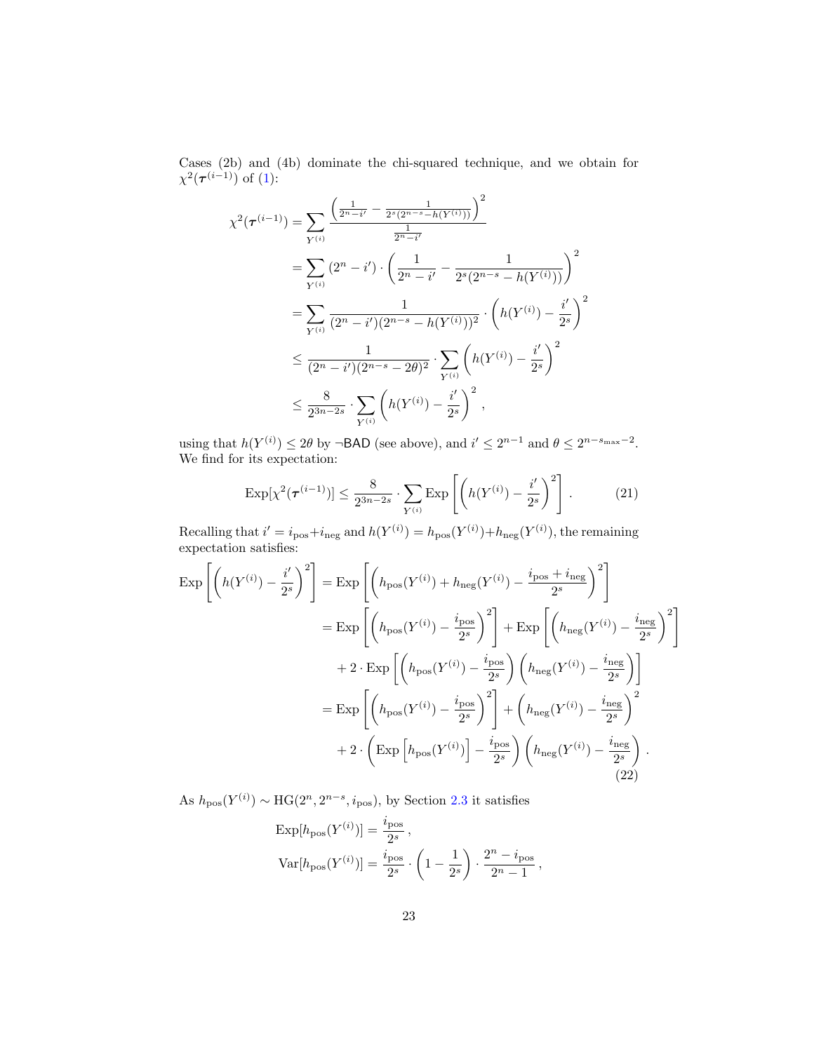Cases (2b) and (4b) dominate the chi-squared technique, and we obtain for $\chi^2(\boldsymbol{\tau}^{(i-1)})$ of (1):

$$
\begin{aligned}
\chi^2(\boldsymbol{\tau}^{(i-1)}) &= \sum_{Y^{(i)}} \frac{\left(\frac{1}{2^n - i'} - \frac{1}{2^s(2^{n-s} - h(Y^{(i)}))}\right)^2}{\frac{1}{2^n - i'}} \\
&= \sum_{Y^{(i)}} (2^n - i') \cdot \left(\frac{1}{2^n - i'} - \frac{1}{2^s(2^{n-s} - h(Y^{(i)}))}\right)^2 \\
&= \sum_{Y^{(i)}} \frac{1}{(2^n - i')(2^{n-s} - h(Y^{(i)}))^2} \cdot \left(h(Y^{(i)}) - \frac{i'}{2^s}\right)^2 \\
&\leq \frac{1}{(2^n - i')(2^{n-s} - 2\theta)^2} \cdot \sum_{Y^{(i)}} \left(h(Y^{(i)}) - \frac{i'}{2^s}\right)^2 \\
&\leq \frac{8}{2^{3n-2s}} \cdot \sum_{Y^{(i)}} \left(h(Y^{(i)}) - \frac{i'}{2^s}\right)^2 ,
\end{aligned}
$$

using that $h(Y^{(i)}) \leq 2\theta$ by $\neg\mathsf{BAD}$ (see above), and $i' \leq 2^{n-1}$ and $\theta \leq 2^{n-s_{\max}-2}$. We find for its expectation:

$$
\mathrm{Exp}[\chi^2(\boldsymbol{\tau}^{(i-1)})] \leq \frac{8}{2^{3n-2s}} \cdot \sum_{Y^{(i)}} \mathrm{Exp}\left[\left(h(Y^{(i)}) - \frac{i'}{2^s}\right)^2\right] . \tag{21}
$$

Recalling that $i' = i_{\mathrm{pos}} + i_{\mathrm{neg}}$ and $h(Y^{(i)}) = h_{\mathrm{pos}}(Y^{(i)}) + h_{\mathrm{neg}}(Y^{(i)})$, the remaining expectation satisfies:

$$
\begin{aligned}
\mathrm{Exp}\left[\left(h(Y^{(i)}) - \frac{i'}{2^s}\right)^2\right] &= \mathrm{Exp}\left[\left(h_{\mathrm{pos}}(Y^{(i)}) + h_{\mathrm{neg}}(Y^{(i)}) - \frac{i_{\mathrm{pos}} + i_{\mathrm{neg}}}{2^s}\right)^2\right] \\
&= \mathrm{Exp}\left[\left(h_{\mathrm{pos}}(Y^{(i)}) - \frac{i_{\mathrm{pos}}}{2^s}\right)^2\right] + \mathrm{Exp}\left[\left(h_{\mathrm{neg}}(Y^{(i)}) - \frac{i_{\mathrm{neg}}}{2^s}\right)^2\right] \\
&\quad + 2 \cdot \mathrm{Exp}\left[\left(h_{\mathrm{pos}}(Y^{(i)}) - \frac{i_{\mathrm{pos}}}{2^s}\right)\left(h_{\mathrm{neg}}(Y^{(i)}) - \frac{i_{\mathrm{neg}}}{2^s}\right)\right] \\
&= \mathrm{Exp}\left[\left(h_{\mathrm{pos}}(Y^{(i)}) - \frac{i_{\mathrm{pos}}}{2^s}\right)^2\right] + \left(h_{\mathrm{neg}}(Y^{(i)}) - \frac{i_{\mathrm{neg}}}{2^s}\right)^2 \\
&\quad + 2 \cdot \left(\mathrm{Exp}\left[h_{\mathrm{pos}}(Y^{(i)})\right] - \frac{i_{\mathrm{pos}}}{2^s}\right)\left(h_{\mathrm{neg}}(Y^{(i)}) - \frac{i_{\mathrm{neg}}}{2^s}\right) .
\end{aligned} \tag{22}
$$

As $h_{\mathrm{pos}}(Y^{(i)}) \sim \mathrm{HG}(2^n, 2^{n-s}, i_{\mathrm{pos}})$, by Section 2.3 it satisfies

$$
\begin{aligned}
\mathrm{Exp}[h_{\mathrm{pos}}(Y^{(i)})] &= \frac{i_{\mathrm{pos}}}{2^s} , \\
\mathrm{Var}[h_{\mathrm{pos}}(Y^{(i)})] &= \frac{i_{\mathrm{pos}}}{2^s} \cdot \left(1 - \frac{1}{2^s}\right) \cdot \frac{2^n - i_{\mathrm{pos}}}{2^n - 1} ,
\end{aligned}
$$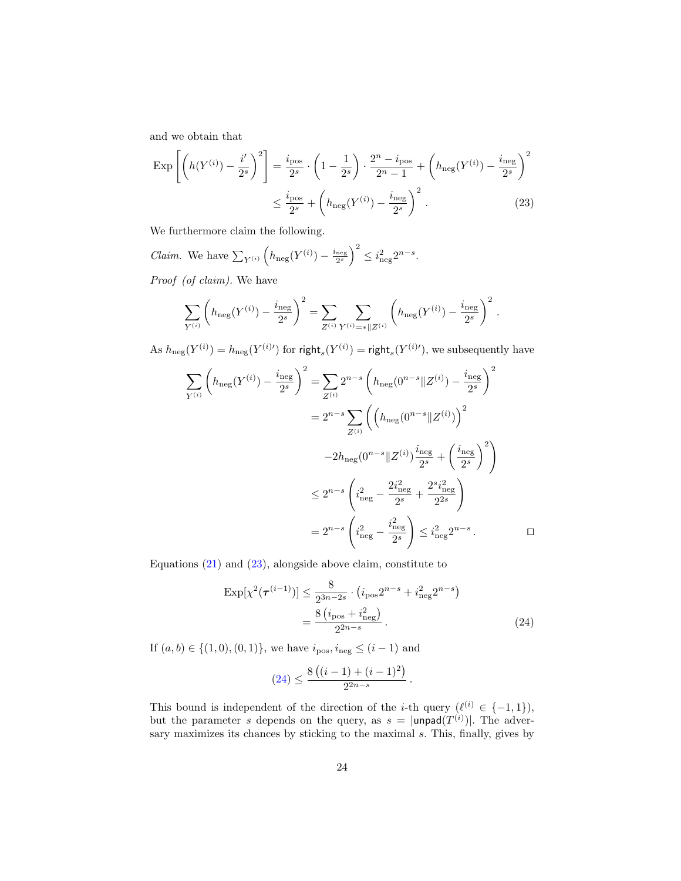and we obtain that

$$\mathrm{Exp}\left[\left(h(Y^{(i)}) - \frac{i'}{2^s}\right)^2\right] = \frac{i_{\mathrm{pos}}}{2^s} \cdot \left(1 - \frac{1}{2^s}\right) \cdot \frac{2^n - i_{\mathrm{pos}}}{2^n - 1} + \left(h_{\mathrm{neg}}(Y^{(i)}) - \frac{i_{\mathrm{neg}}}{2^s}\right)^2$$
$$\leq \frac{i_{\mathrm{pos}}}{2^s} + \left(h_{\mathrm{neg}}(Y^{(i)}) - \frac{i_{\mathrm{neg}}}{2^s}\right)^2 . \tag{23}$$

We furthermore claim the following.

*Claim.* We have $\sum_{Y^{(i)}} \left(h_{\mathrm{neg}}(Y^{(i)}) - \frac{i_{\mathrm{neg}}}{2^s}\right)^2 \leq i_{\mathrm{neg}}^2 2^{n-s}$.

*Proof (of claim).* We have

$$\sum_{Y^{(i)}} \left(h_{\mathrm{neg}}(Y^{(i)}) - \frac{i_{\mathrm{neg}}}{2^s}\right)^2 = \sum_{Z^{(i)}} \sum_{Y^{(i)} = * \| Z^{(i)}} \left(h_{\mathrm{neg}}(Y^{(i)}) - \frac{i_{\mathrm{neg}}}{2^s}\right)^2 .$$

As $h_{\mathrm{neg}}(Y^{(i)}) = h_{\mathrm{neg}}(Y^{(i)\prime})$ for $\mathsf{right}_s(Y^{(i)}) = \mathsf{right}_s(Y^{(i)\prime})$, we subsequently have

$$\sum_{Y^{(i)}} \left(h_{\mathrm{neg}}(Y^{(i)}) - \frac{i_{\mathrm{neg}}}{2^s}\right)^2 = \sum_{Z^{(i)}} 2^{n-s} \left(h_{\mathrm{neg}}(0^{n-s} \| Z^{(i)}) - \frac{i_{\mathrm{neg}}}{2^s}\right)^2$$
$$= 2^{n-s} \sum_{Z^{(i)}} \left( \left(h_{\mathrm{neg}}(0^{n-s} \| Z^{(i)})\right)^2 - 2 h_{\mathrm{neg}}(0^{n-s} \| Z^{(i)}) \frac{i_{\mathrm{neg}}}{2^s} + \left(\frac{i_{\mathrm{neg}}}{2^s}\right)^2 \right)$$
$$\leq 2^{n-s} \left( i_{\mathrm{neg}}^2 - \frac{2 i_{\mathrm{neg}}^2}{2^s} + \frac{2^s i_{\mathrm{neg}}^2}{2^{2s}} \right)$$
$$= 2^{n-s} \left( i_{\mathrm{neg}}^2 - \frac{i_{\mathrm{neg}}^2}{2^s} \right) \leq i_{\mathrm{neg}}^2 2^{n-s} . \qquad \square$$

Equations (21) and (23), alongside above claim, constitute to

$$\mathrm{Exp}[\chi^2(\boldsymbol{\tau}^{(i-1)})] \leq \frac{8}{2^{3n-2s}} \cdot \left(i_{\mathrm{pos}} 2^{n-s} + i_{\mathrm{neg}}^2 2^{n-s}\right)$$
$$= \frac{8\left(i_{\mathrm{pos}} + i_{\mathrm{neg}}^2\right)}{2^{2n-s}} . \tag{24}$$

If $(a, b) \in \{(1, 0), (0, 1)\}$, we have $i_{\mathrm{pos}}, i_{\mathrm{neg}} \leq (i - 1)$ and

$$(24) \leq \frac{8\left((i-1) + (i-1)^2\right)}{2^{2n-s}} .$$

This bound is independent of the direction of the $i$-th query ($\ell^{(i)} \in \{-1, 1\}$), but the parameter $s$ depends on the query, as $s = |\mathsf{unpad}(T^{(i)})|$. The adversary maximizes its chances by sticking to the maximal $s$. This, finally, gives by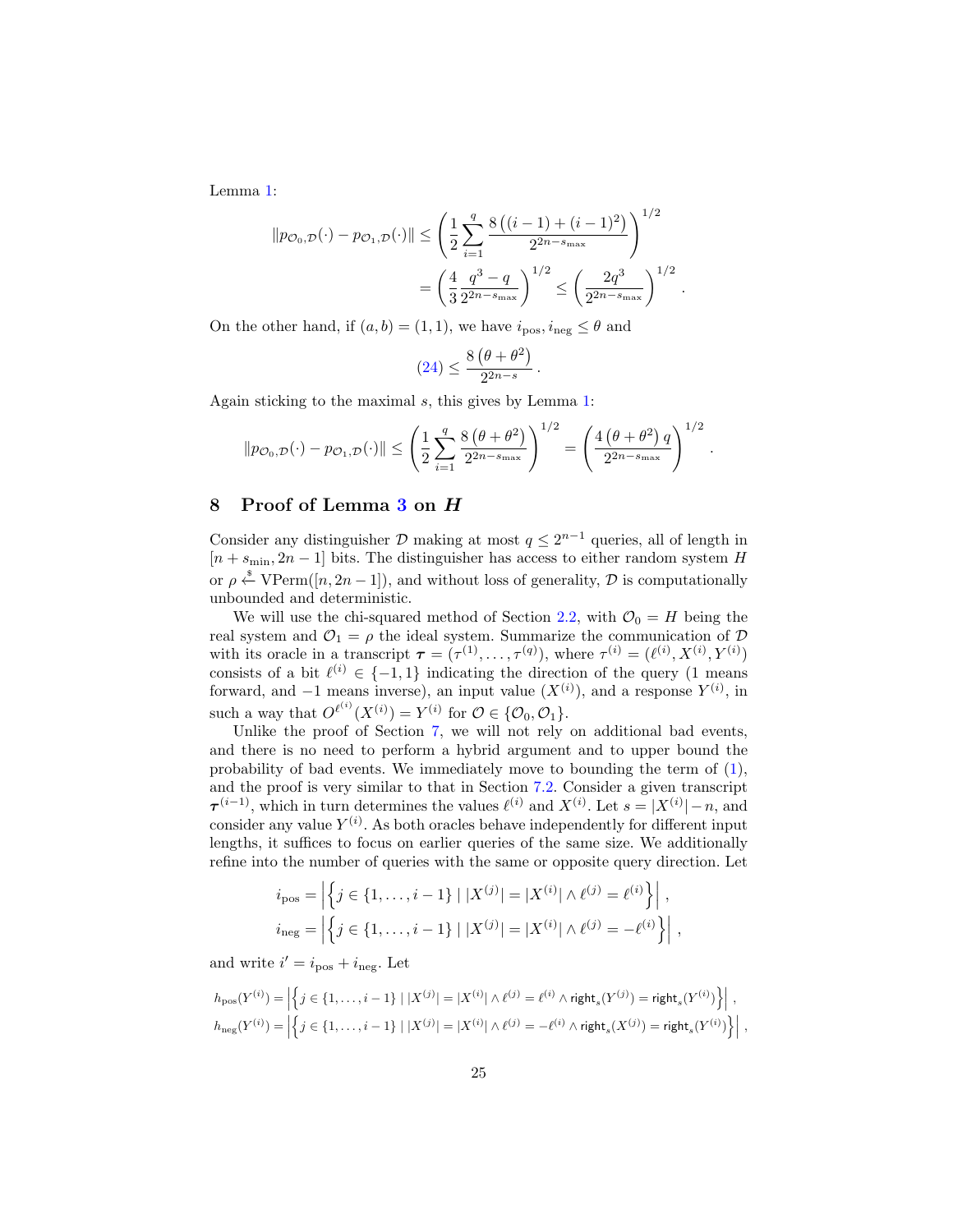Lemma 1:

$$\|p_{\mathcal{O}_0,\mathcal{D}}(\cdot) - p_{\mathcal{O}_1,\mathcal{D}}(\cdot)\| \leq \left( \frac{1}{2} \sum_{i=1}^{q} \frac{8\left((i-1)+(i-1)^2\right)}{2^{2n-s_{\max}}} \right)^{1/2}$$
$$= \left( \frac{4}{3} \frac{q^3 - q}{2^{2n-s_{\max}}} \right)^{1/2} \leq \left( \frac{2q^3}{2^{2n-s_{\max}}} \right)^{1/2} .$$

On the other hand, if $(a,b) = (1,1)$, we have $i_{\mathrm{pos}}, i_{\mathrm{neg}} \leq \theta$ and

$$(24) \leq \frac{8\left(\theta + \theta^2\right)}{2^{2n-s}} .$$

Again sticking to the maximal $s$, this gives by Lemma 1:

$$\|p_{\mathcal{O}_0,\mathcal{D}}(\cdot) - p_{\mathcal{O}_1,\mathcal{D}}(\cdot)\| \leq \left( \frac{1}{2} \sum_{i=1}^{q} \frac{8\left(\theta + \theta^2\right)}{2^{2n-s_{\max}}} \right)^{1/2} = \left( \frac{4\left(\theta + \theta^2\right)q}{2^{2n-s_{\max}}} \right)^{1/2} .$$

## 8 Proof of Lemma 3 on $H$

Consider any distinguisher $\mathcal{D}$ making at most $q \leq 2^{n-1}$ queries, all of length in $[n + s_{\min}, 2n-1]$ bits. The distinguisher has access to either random system $H$ or $\rho \xleftarrow{\$} \mathrm{VPerm}([n, 2n-1])$, and without loss of generality, $\mathcal{D}$ is computationally unbounded and deterministic.

We will use the chi-squared method of Section 2.2, with $\mathcal{O}_0 = H$ being the real system and $\mathcal{O}_1 = \rho$ the ideal system. Summarize the communication of $\mathcal{D}$ with its oracle in a transcript $\boldsymbol{\tau} = (\tau^{(1)}, \ldots, \tau^{(q)})$, where $\tau^{(i)} = (\ell^{(i)}, X^{(i)}, Y^{(i)})$ consists of a bit $\ell^{(i)} \in \{-1, 1\}$ indicating the direction of the query (1 means forward, and $-1$ means inverse), an input value ($X^{(i)}$), and a response $Y^{(i)}$, in such a way that $O^{\ell^{(i)}}(X^{(i)}) = Y^{(i)}$ for $\mathcal{O} \in \{\mathcal{O}_0, \mathcal{O}_1\}$.

Unlike the proof of Section 7, we will not rely on additional bad events, and there is no need to perform a hybrid argument and to upper bound the probability of bad events. We immediately move to bounding the term of (1), and the proof is very similar to that in Section 7.2. Consider a given transcript $\boldsymbol{\tau}^{(i-1)}$, which in turn determines the values $\ell^{(i)}$ and $X^{(i)}$. Let $s = |X^{(i)}| - n$, and consider any value $Y^{(i)}$. As both oracles behave independently for different input lengths, it suffices to focus on earlier queries of the same size. We additionally refine into the number of queries with the same or opposite query direction. Let

$$i_{\mathrm{pos}} = \left| \left\{ j \in \{1, \ldots, i-1\} \mid |X^{(j)}| = |X^{(i)}| \wedge \ell^{(j)} = \ell^{(i)} \right\} \right| ,$$
$$i_{\mathrm{neg}} = \left| \left\{ j \in \{1, \ldots, i-1\} \mid |X^{(j)}| = |X^{(i)}| \wedge \ell^{(j)} = -\ell^{(i)} \right\} \right| ,$$

and write $i' = i_{\mathrm{pos}} + i_{\mathrm{neg}}$. Let

$$h_{\mathrm{pos}}(Y^{(i)}) = \left| \left\{ j \in \{1, \ldots, i-1\} \mid |X^{(j)}| = |X^{(i)}| \wedge \ell^{(j)} = \ell^{(i)} \wedge \mathsf{right}_s(Y^{(j)}) = \mathsf{right}_s(Y^{(i)}) \right\} \right| ,$$
$$h_{\mathrm{neg}}(Y^{(i)}) = \left| \left\{ j \in \{1, \ldots, i-1\} \mid |X^{(j)}| = |X^{(i)}| \wedge \ell^{(j)} = -\ell^{(i)} \wedge \mathsf{right}_s(X^{(j)}) = \mathsf{right}_s(Y^{(i)}) \right\} \right| ,$$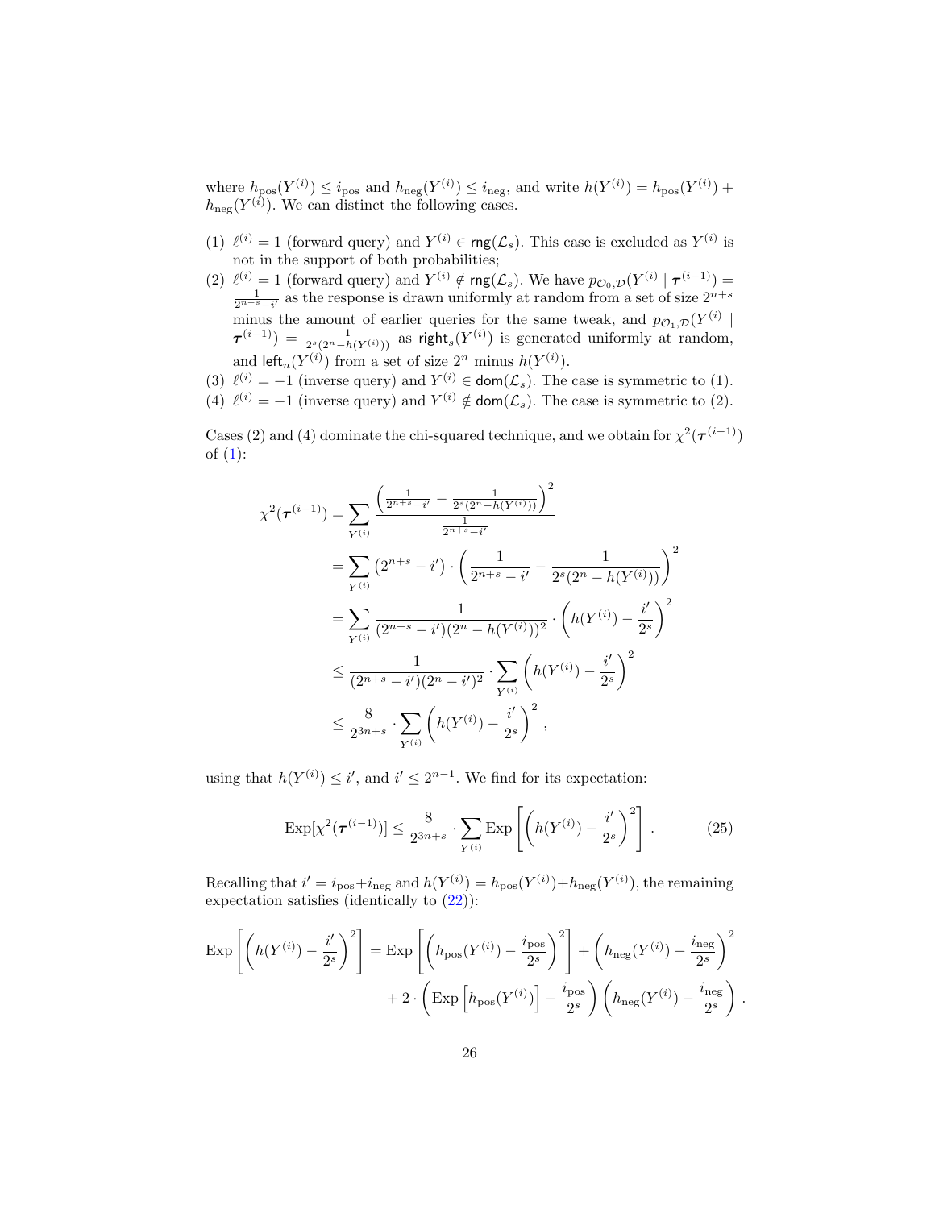where $h_{\text{pos}}(Y^{(i)}) \leq i_{\text{pos}}$ and $h_{\text{neg}}(Y^{(i)}) \leq i_{\text{neg}}$, and write $h(Y^{(i)}) = h_{\text{pos}}(Y^{(i)}) + h_{\text{neg}}(Y^{(i)})$. We can distinct the following cases.

(1) $\ell^{(i)} = 1$ (forward query) and $Y^{(i)} \in \mathsf{rng}(\mathcal{L}_s)$. This case is excluded as $Y^{(i)}$ is not in the support of both probabilities;

(2) $\ell^{(i)} = 1$ (forward query) and $Y^{(i)} \notin \mathsf{rng}(\mathcal{L}_s)$. We have $p_{\mathcal{O}_0,\mathcal{D}}(Y^{(i)} \mid \boldsymbol{\tau}^{(i-1)}) = \frac{1}{2^{n+s}-i'}$ as the response is drawn uniformly at random from a set of size $2^{n+s}$ minus the amount of earlier queries for the same tweak, and $p_{\mathcal{O}_1,\mathcal{D}}(Y^{(i)} \mid \boldsymbol{\tau}^{(i-1)}) = \frac{1}{2^s(2^n - h(Y^{(i)}))}$ as $\mathsf{right}_s(Y^{(i)})$ is generated uniformly at random, and $\mathsf{left}_n(Y^{(i)})$ from a set of size $2^n$ minus $h(Y^{(i)})$.

(3) $\ell^{(i)} = -1$ (inverse query) and $Y^{(i)} \in \mathsf{dom}(\mathcal{L}_s)$. The case is symmetric to (1).

(4) $\ell^{(i)} = -1$ (inverse query) and $Y^{(i)} \notin \mathsf{dom}(\mathcal{L}_s)$. The case is symmetric to (2).

Cases (2) and (4) dominate the chi-squared technique, and we obtain for $\chi^2(\boldsymbol{\tau}^{(i-1)})$ of (1):

$$
\begin{aligned}
\chi^2(\boldsymbol{\tau}^{(i-1)}) &= \sum_{Y^{(i)}} \frac{\left(\frac{1}{2^{n+s}-i'} - \frac{1}{2^s(2^n-h(Y^{(i)}))}\right)^2}{\frac{1}{2^{n+s}-i'}} \\
&= \sum_{Y^{(i)}} \left(2^{n+s} - i'\right) \cdot \left(\frac{1}{2^{n+s}-i'} - \frac{1}{2^s(2^n - h(Y^{(i)}))}\right)^2 \\
&= \sum_{Y^{(i)}} \frac{1}{(2^{n+s}-i')(2^n - h(Y^{(i)}))^2} \cdot \left(h(Y^{(i)}) - \frac{i'}{2^s}\right)^2 \\
&\leq \frac{1}{(2^{n+s}-i')(2^n-i')^2} \cdot \sum_{Y^{(i)}} \left(h(Y^{(i)}) - \frac{i'}{2^s}\right)^2 \\
&\leq \frac{8}{2^{3n+s}} \cdot \sum_{Y^{(i)}} \left(h(Y^{(i)}) - \frac{i'}{2^s}\right)^2 ,
\end{aligned}
$$

using that $h(Y^{(i)}) \leq i'$, and $i' \leq 2^{n-1}$. We find for its expectation:

$$
\mathrm{Exp}[\chi^2(\boldsymbol{\tau}^{(i-1)})] \leq \frac{8}{2^{3n+s}} \cdot \sum_{Y^{(i)}} \mathrm{Exp}\left[\left(h(Y^{(i)}) - \frac{i'}{2^s}\right)^2\right] . \tag{25}
$$

Recalling that $i' = i_{\text{pos}} + i_{\text{neg}}$ and $h(Y^{(i)}) = h_{\text{pos}}(Y^{(i)}) + h_{\text{neg}}(Y^{(i)})$, the remaining expectation satisfies (identically to (22)):

$$
\begin{aligned}
\mathrm{Exp}\left[\left(h(Y^{(i)}) - \frac{i'}{2^s}\right)^2\right] &= \mathrm{Exp}\left[\left(h_{\text{pos}}(Y^{(i)}) - \frac{i_{\text{pos}}}{2^s}\right)^2\right] + \left(h_{\text{neg}}(Y^{(i)}) - \frac{i_{\text{neg}}}{2^s}\right)^2 \\
&\quad + 2 \cdot \left(\mathrm{Exp}\left[h_{\text{pos}}(Y^{(i)})\right] - \frac{i_{\text{pos}}}{2^s}\right)\left(h_{\text{neg}}(Y^{(i)}) - \frac{i_{\text{neg}}}{2^s}\right) .
\end{aligned}
$$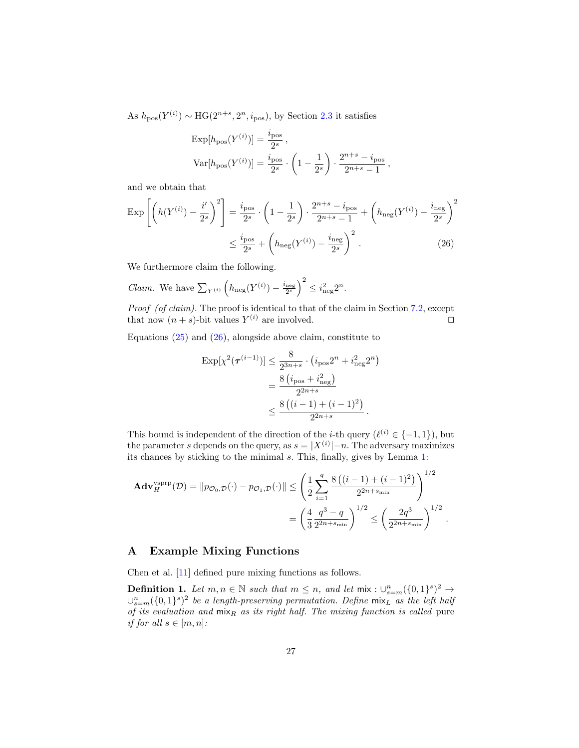As $h_{\mathrm{pos}}(Y^{(i)}) \sim \mathrm{HG}(2^{n+s}, 2^n, i_{\mathrm{pos}})$, by Section 2.3 it satisfies

$$
\begin{aligned}
\mathrm{Exp}[h_{\mathrm{pos}}(Y^{(i)})] &= \frac{i_{\mathrm{pos}}}{2^s}\,, \\
\mathrm{Var}[h_{\mathrm{pos}}(Y^{(i)})] &= \frac{i_{\mathrm{pos}}}{2^s} \cdot \left(1 - \frac{1}{2^s}\right) \cdot \frac{2^{n+s} - i_{\mathrm{pos}}}{2^{n+s} - 1}\,,
\end{aligned}
$$

and we obtain that

$$
\begin{aligned}
\mathrm{Exp}\left[\left(h(Y^{(i)}) - \frac{i'}{2^s}\right)^2\right] &= \frac{i_{\mathrm{pos}}}{2^s} \cdot \left(1 - \frac{1}{2^s}\right) \cdot \frac{2^{n+s} - i_{\mathrm{pos}}}{2^{n+s} - 1} + \left(h_{\mathrm{neg}}(Y^{(i)}) - \frac{i_{\mathrm{neg}}}{2^s}\right)^2 \\
&\leq \frac{i_{\mathrm{pos}}}{2^s} + \left(h_{\mathrm{neg}}(Y^{(i)}) - \frac{i_{\mathrm{neg}}}{2^s}\right)^2 . \qquad (26)
\end{aligned}
$$

We furthermore claim the following.

*Claim.* We have $\sum_{Y^{(i)}} \left(h_{\mathrm{neg}}(Y^{(i)}) - \frac{i_{\mathrm{neg}}}{2^s}\right)^2 \leq i_{\mathrm{neg}}^2 2^n$.

*Proof (of claim).* The proof is identical to that of the claim in Section 7.2, except that now $(n+s)$-bit values $Y^{(i)}$ are involved. ◻

Equations (25) and (26), alongside above claim, constitute to

$$
\begin{aligned}
\mathrm{Exp}[\chi^2(\boldsymbol{\tau}^{(i-1)})] &\leq \frac{8}{2^{3n+s}} \cdot \left(i_{\mathrm{pos}} 2^n + i_{\mathrm{neg}}^2 2^n\right) \\
&= \frac{8\left(i_{\mathrm{pos}} + i_{\mathrm{neg}}^2\right)}{2^{2n+s}} \\
&\leq \frac{8\left((i-1) + (i-1)^2\right)}{2^{2n+s}} .
\end{aligned}
$$

This bound is independent of the direction of the $i$-th query ($\ell^{(i)} \in \{-1, 1\}$), but the parameter $s$ depends on the query, as $s = |X^{(i)}| - n$. The adversary maximizes its chances by sticking to the minimal $s$. This, finally, gives by Lemma 1:

$$
\begin{aligned}
\mathbf{Adv}_H^{\mathrm{vsprp}}(\mathcal{D}) = \|p_{\mathcal{O}_0,\mathcal{D}}(\cdot) - p_{\mathcal{O}_1,\mathcal{D}}(\cdot)\| &\leq \left(\frac{1}{2} \sum_{i=1}^{q} \frac{8\left((i-1) + (i-1)^2\right)}{2^{2n+s_{\min}}}\right)^{1/2} \\
&= \left(\frac{4}{3} \frac{q^3 - q}{2^{2n+s_{\min}}}\right)^{1/2} \leq \left(\frac{2q^3}{2^{2n+s_{\min}}}\right)^{1/2} .
\end{aligned}
$$

## A Example Mixing Functions

Chen et al. [11] defined pure mixing functions as follows.

**Definition 1.** *Let $m, n \in \mathbb{N}$ such that $m \leq n$, and let $\mathsf{mix} : \cup_{s=m}^{n} (\{0,1\}^s)^2 \to \cup_{s=m}^{n} (\{0,1\}^s)^2$ be a length-preserving permutation. Define $\mathsf{mix}_L$ as the left half of its evaluation and $\mathsf{mix}_R$ as its right half. The mixing function is called* pure *if for all $s \in [m, n]$:*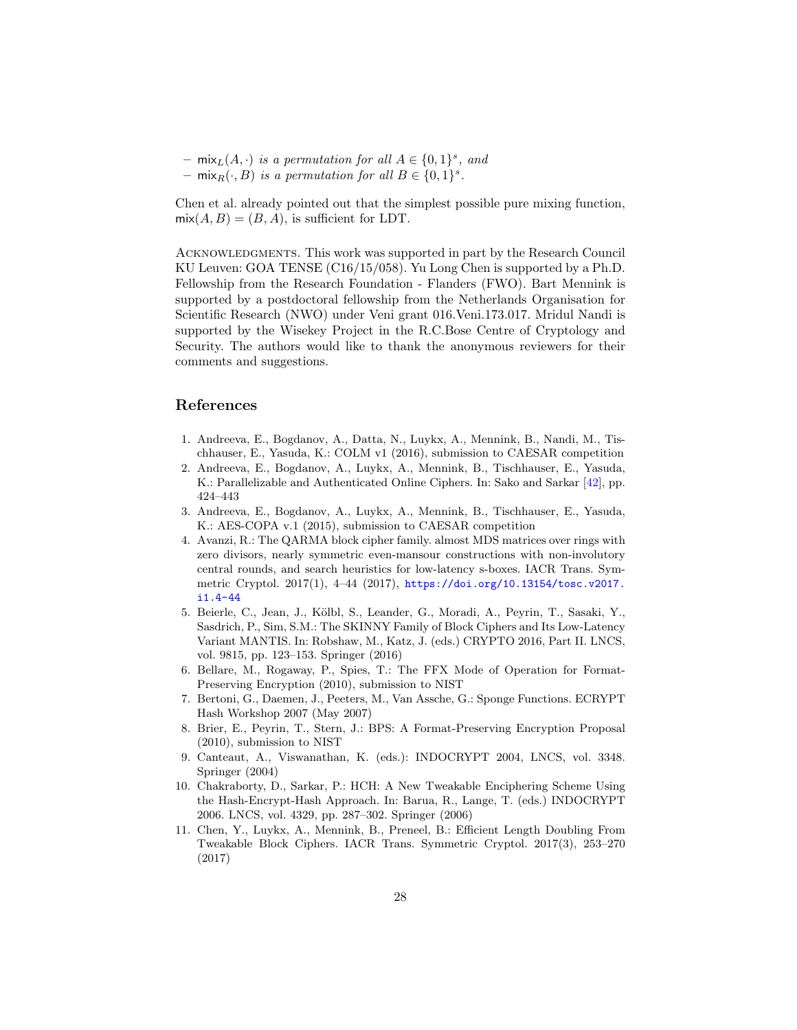– $\mathsf{mix}_L(A, \cdot)$ *is a permutation for all* $A \in \{0,1\}^s$*, and*
– $\mathsf{mix}_R(\cdot, B)$ *is a permutation for all* $B \in \{0,1\}^s$*.*

Chen et al. already pointed out that the simplest possible pure mixing function, $\mathsf{mix}(A, B) = (B, A)$, is sufficient for LDT.

Acknowledgments. This work was supported in part by the Research Council KU Leuven: GOA TENSE (C16/15/058). Yu Long Chen is supported by a Ph.D. Fellowship from the Research Foundation - Flanders (FWO). Bart Mennink is supported by a postdoctoral fellowship from the Netherlands Organisation for Scientific Research (NWO) under Veni grant 016.Veni.173.017. Mridul Nandi is supported by the Wisekey Project in the R.C.Bose Centre of Cryptology and Security. The authors would like to thank the anonymous reviewers for their comments and suggestions.

## References

1. Andreeva, E., Bogdanov, A., Datta, N., Luykx, A., Mennink, B., Nandi, M., Tischhauser, E., Yasuda, K.: COLM v1 (2016), submission to CAESAR competition
2. Andreeva, E., Bogdanov, A., Luykx, A., Mennink, B., Tischhauser, E., Yasuda, K.: Parallelizable and Authenticated Online Ciphers. In: Sako and Sarkar [42], pp. 424–443
3. Andreeva, E., Bogdanov, A., Luykx, A., Mennink, B., Tischhauser, E., Yasuda, K.: AES-COPA v.1 (2015), submission to CAESAR competition
4. Avanzi, R.: The QARMA block cipher family. almost MDS matrices over rings with zero divisors, nearly symmetric even-mansour constructions with non-involutory central rounds, and search heuristics for low-latency s-boxes. IACR Trans. Symmetric Cryptol. 2017(1), 4–44 (2017), https://doi.org/10.13154/tosc.v2017.i1.4-44
5. Beierle, C., Jean, J., Kölbl, S., Leander, G., Moradi, A., Peyrin, T., Sasaki, Y., Sasdrich, P., Sim, S.M.: The SKINNY Family of Block Ciphers and Its Low-Latency Variant MANTIS. In: Robshaw, M., Katz, J. (eds.) CRYPTO 2016, Part II. LNCS, vol. 9815, pp. 123–153. Springer (2016)
6. Bellare, M., Rogaway, P., Spies, T.: The FFX Mode of Operation for Format-Preserving Encryption (2010), submission to NIST
7. Bertoni, G., Daemen, J., Peeters, M., Van Assche, G.: Sponge Functions. ECRYPT Hash Workshop 2007 (May 2007)
8. Brier, E., Peyrin, T., Stern, J.: BPS: A Format-Preserving Encryption Proposal (2010), submission to NIST
9. Canteaut, A., Viswanathan, K. (eds.): INDOCRYPT 2004, LNCS, vol. 3348. Springer (2004)
10. Chakraborty, D., Sarkar, P.: HCH: A New Tweakable Enciphering Scheme Using the Hash-Encrypt-Hash Approach. In: Barua, R., Lange, T. (eds.) INDOCRYPT 2006. LNCS, vol. 4329, pp. 287–302. Springer (2006)
11. Chen, Y., Luykx, A., Mennink, B., Preneel, B.: Efficient Length Doubling From Tweakable Block Ciphers. IACR Trans. Symmetric Cryptol. 2017(3), 253–270 (2017)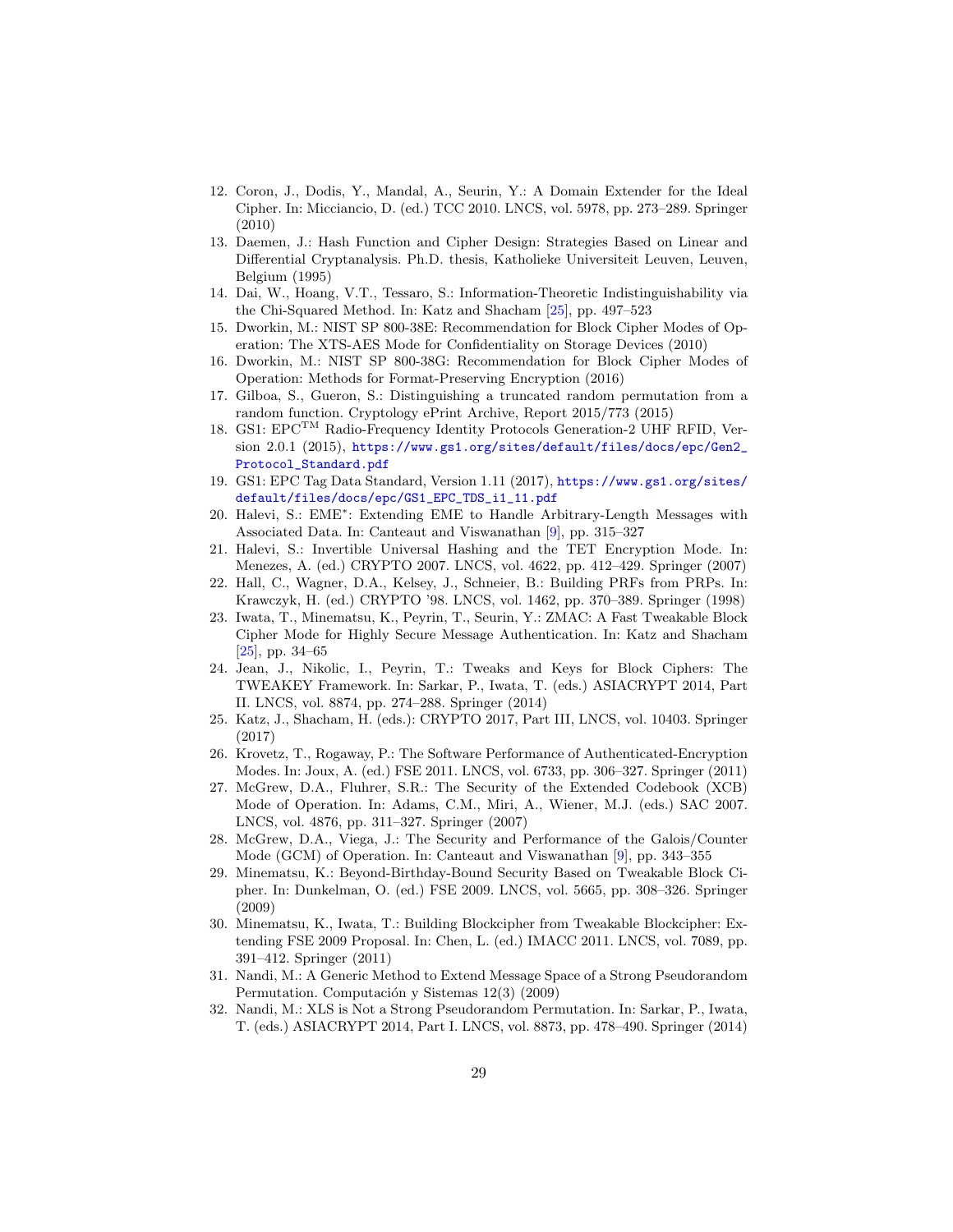12. Coron, J., Dodis, Y., Mandal, A., Seurin, Y.: A Domain Extender for the Ideal Cipher. In: Micciancio, D. (ed.) TCC 2010. LNCS, vol. 5978, pp. 273–289. Springer (2010)
13. Daemen, J.: Hash Function and Cipher Design: Strategies Based on Linear and Differential Cryptanalysis. Ph.D. thesis, Katholieke Universiteit Leuven, Leuven, Belgium (1995)
14. Dai, W., Hoang, V.T., Tessaro, S.: Information-Theoretic Indistinguishability via the Chi-Squared Method. In: Katz and Shacham [25], pp. 497–523
15. Dworkin, M.: NIST SP 800-38E: Recommendation for Block Cipher Modes of Operation: The XTS-AES Mode for Confidentiality on Storage Devices (2010)
16. Dworkin, M.: NIST SP 800-38G: Recommendation for Block Cipher Modes of Operation: Methods for Format-Preserving Encryption (2016)
17. Gilboa, S., Gueron, S.: Distinguishing a truncated random permutation from a random function. Cryptology ePrint Archive, Report 2015/773 (2015)
18. GS1: EPC$^{TM}$ Radio-Frequency Identity Protocols Generation-2 UHF RFID, Version 2.0.1 (2015), https://www.gs1.org/sites/default/files/docs/epc/Gen2_Protocol_Standard.pdf
19. GS1: EPC Tag Data Standard, Version 1.11 (2017), https://www.gs1.org/sites/default/files/docs/epc/GS1_EPC_TDS_i1_11.pdf
20. Halevi, S.: EME$^*$: Extending EME to Handle Arbitrary-Length Messages with Associated Data. In: Canteaut and Viswanathan [9], pp. 315–327
21. Halevi, S.: Invertible Universal Hashing and the TET Encryption Mode. In: Menezes, A. (ed.) CRYPTO 2007. LNCS, vol. 4622, pp. 412–429. Springer (2007)
22. Hall, C., Wagner, D.A., Kelsey, J., Schneier, B.: Building PRFs from PRPs. In: Krawczyk, H. (ed.) CRYPTO '98. LNCS, vol. 1462, pp. 370–389. Springer (1998)
23. Iwata, T., Minematsu, K., Peyrin, T., Seurin, Y.: ZMAC: A Fast Tweakable Block Cipher Mode for Highly Secure Message Authentication. In: Katz and Shacham [25], pp. 34–65
24. Jean, J., Nikolic, I., Peyrin, T.: Tweaks and Keys for Block Ciphers: The TWEAKEY Framework. In: Sarkar, P., Iwata, T. (eds.) ASIACRYPT 2014, Part II. LNCS, vol. 8874, pp. 274–288. Springer (2014)
25. Katz, J., Shacham, H. (eds.): CRYPTO 2017, Part III, LNCS, vol. 10403. Springer (2017)
26. Krovetz, T., Rogaway, P.: The Software Performance of Authenticated-Encryption Modes. In: Joux, A. (ed.) FSE 2011. LNCS, vol. 6733, pp. 306–327. Springer (2011)
27. McGrew, D.A., Fluhrer, S.R.: The Security of the Extended Codebook (XCB) Mode of Operation. In: Adams, C.M., Miri, A., Wiener, M.J. (eds.) SAC 2007. LNCS, vol. 4876, pp. 311–327. Springer (2007)
28. McGrew, D.A., Viega, J.: The Security and Performance of the Galois/Counter Mode (GCM) of Operation. In: Canteaut and Viswanathan [9], pp. 343–355
29. Minematsu, K.: Beyond-Birthday-Bound Security Based on Tweakable Block Cipher. In: Dunkelman, O. (ed.) FSE 2009. LNCS, vol. 5665, pp. 308–326. Springer (2009)
30. Minematsu, K., Iwata, T.: Building Blockcipher from Tweakable Blockcipher: Extending FSE 2009 Proposal. In: Chen, L. (ed.) IMACC 2011. LNCS, vol. 7089, pp. 391–412. Springer (2011)
31. Nandi, M.: A Generic Method to Extend Message Space of a Strong Pseudorandom Permutation. Computación y Sistemas 12(3) (2009)
32. Nandi, M.: XLS is Not a Strong Pseudorandom Permutation. In: Sarkar, P., Iwata, T. (eds.) ASIACRYPT 2014, Part I. LNCS, vol. 8873, pp. 478–490. Springer (2014)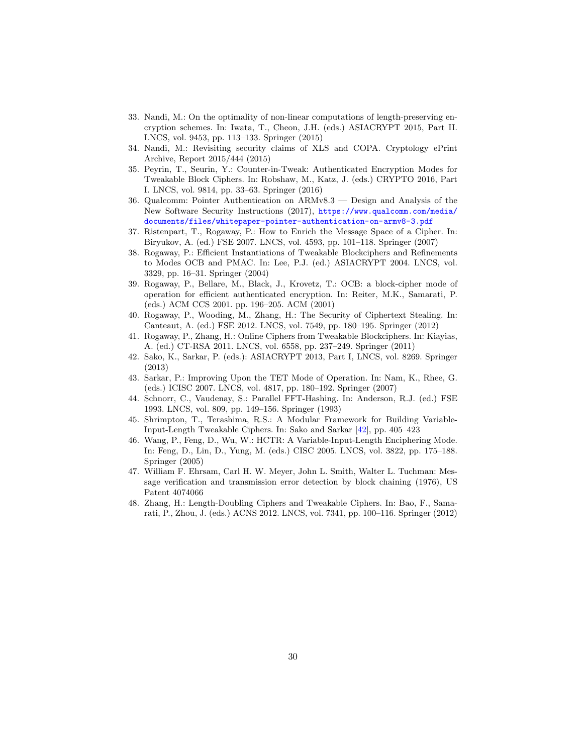33. Nandi, M.: On the optimality of non-linear computations of length-preserving encryption schemes. In: Iwata, T., Cheon, J.H. (eds.) ASIACRYPT 2015, Part II. LNCS, vol. 9453, pp. 113–133. Springer (2015)
34. Nandi, M.: Revisiting security claims of XLS and COPA. Cryptology ePrint Archive, Report 2015/444 (2015)
35. Peyrin, T., Seurin, Y.: Counter-in-Tweak: Authenticated Encryption Modes for Tweakable Block Ciphers. In: Robshaw, M., Katz, J. (eds.) CRYPTO 2016, Part I. LNCS, vol. 9814, pp. 33–63. Springer (2016)
36. Qualcomm: Pointer Authentication on ARMv8.3 — Design and Analysis of the New Software Security Instructions (2017), https://www.qualcomm.com/media/documents/files/whitepaper-pointer-authentication-on-armv8-3.pdf
37. Ristenpart, T., Rogaway, P.: How to Enrich the Message Space of a Cipher. In: Biryukov, A. (ed.) FSE 2007. LNCS, vol. 4593, pp. 101–118. Springer (2007)
38. Rogaway, P.: Efficient Instantiations of Tweakable Blockciphers and Refinements to Modes OCB and PMAC. In: Lee, P.J. (ed.) ASIACRYPT 2004. LNCS, vol. 3329, pp. 16–31. Springer (2004)
39. Rogaway, P., Bellare, M., Black, J., Krovetz, T.: OCB: a block-cipher mode of operation for efficient authenticated encryption. In: Reiter, M.K., Samarati, P. (eds.) ACM CCS 2001. pp. 196–205. ACM (2001)
40. Rogaway, P., Wooding, M., Zhang, H.: The Security of Ciphertext Stealing. In: Canteaut, A. (ed.) FSE 2012. LNCS, vol. 7549, pp. 180–195. Springer (2012)
41. Rogaway, P., Zhang, H.: Online Ciphers from Tweakable Blockciphers. In: Kiayias, A. (ed.) CT-RSA 2011. LNCS, vol. 6558, pp. 237–249. Springer (2011)
42. Sako, K., Sarkar, P. (eds.): ASIACRYPT 2013, Part I, LNCS, vol. 8269. Springer (2013)
43. Sarkar, P.: Improving Upon the TET Mode of Operation. In: Nam, K., Rhee, G. (eds.) ICISC 2007. LNCS, vol. 4817, pp. 180–192. Springer (2007)
44. Schnorr, C., Vaudenay, S.: Parallel FFT-Hashing. In: Anderson, R.J. (ed.) FSE 1993. LNCS, vol. 809, pp. 149–156. Springer (1993)
45. Shrimpton, T., Terashima, R.S.: A Modular Framework for Building Variable-Input-Length Tweakable Ciphers. In: Sako and Sarkar [42], pp. 405–423
46. Wang, P., Feng, D., Wu, W.: HCTR: A Variable-Input-Length Enciphering Mode. In: Feng, D., Lin, D., Yung, M. (eds.) CISC 2005. LNCS, vol. 3822, pp. 175–188. Springer (2005)
47. William F. Ehrsam, Carl H. W. Meyer, John L. Smith, Walter L. Tuchman: Message verification and transmission error detection by block chaining (1976), US Patent 4074066
48. Zhang, H.: Length-Doubling Ciphers and Tweakable Ciphers. In: Bao, F., Samarati, P., Zhou, J. (eds.) ACNS 2012. LNCS, vol. 7341, pp. 100–116. Springer (2012)